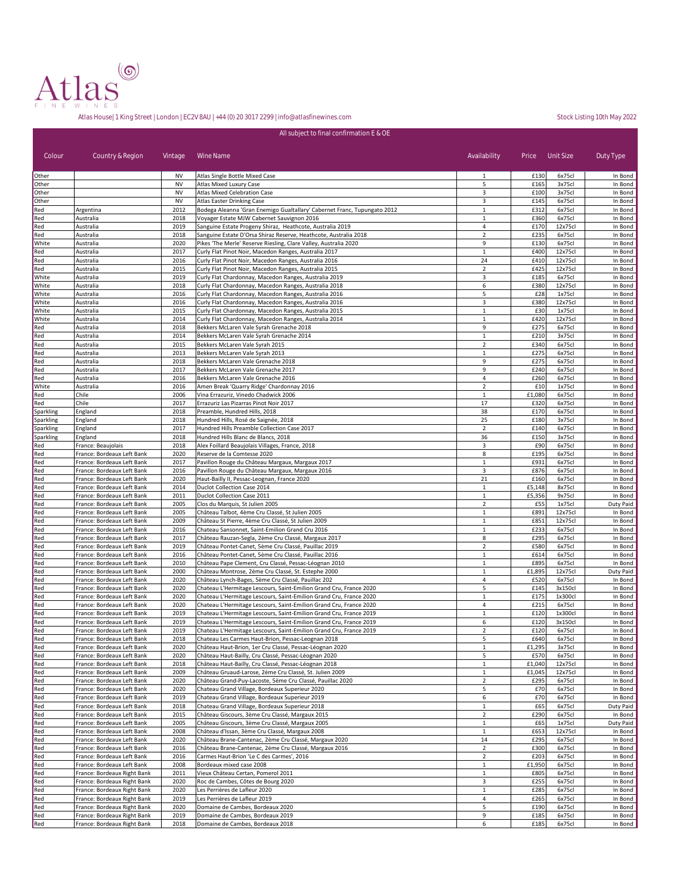# Atlas

FINE WINES

Atlas House| 1 King Street | London | EC2V 8AU | +44 (0) 20 3017 2299 | info@atlasfinewines.com

Stock Listing 10th May 2022

All subject to final confirmation E & OE

| Colour | Country & Region | Vintage | Wine Name | Availability | Price | Unit Size | Duty Type |
|---|---|---|---|---|---|---|---|
| Other | | NV | Atlas Single Bottle Mixed Case | 1 | £130 | 6x75cl | In Bond |
| Other | | NV | Atlas Mixed Luxury Case | 5 | £165 | 3x75cl | In Bond |
| Other | | NV | Atlas Mixed Celebration Case | 3 | £100 | 3x75cl | In Bond |
| Other | | NV | Atlas Easter Drinking Case | 3 | £145 | 6x75cl | In Bond |
| Red | Argentina | 2012 | Bodega Aleanna 'Gran Enemigo Gualtallary' Cabernet Franc, Tupungato 2012 | 1 | £312 | 6x75cl | In Bond |
| Red | Australia | 2018 | Voyager Estate MJW Cabernet Sauvignon 2016 | 1 | £360 | 6x75cl | In Bond |
| Red | Australia | 2019 | Sanguine Estate Progeny Shiraz, Heathcote, Australia 2019 | 4 | £170 | 12x75cl | In Bond |
| Red | Australia | 2018 | Sanguine Estate D'Orsa Shiraz Reserve, Heathcote, Australia 2018 | 2 | £235 | 6x75cl | In Bond |
| White | Australia | 2020 | Pikes 'The Merle' Reserve Riesling, Clare Valley, Australia 2020 | 9 | £130 | 6x75cl | In Bond |
| Red | Australia | 2017 | Curly Flat Pinot Noir, Macedon Ranges, Australia 2017 | 1 | £400 | 12x75cl | In Bond |
| Red | Australia | 2016 | Curly Flat Pinot Noir, Macedon Ranges, Australia 2016 | 24 | £410 | 12x75cl | In Bond |
| Red | Australia | 2015 | Curly Flat Pinot Noir, Macedon Ranges, Australia 2015 | 2 | £425 | 12x75cl | In Bond |
| White | Australia | 2019 | Curly Flat Chardonnay, Macedon Ranges, Australia 2019 | 3 | £185 | 6x75cl | In Bond |
| White | Australia | 2018 | Curly Flat Chardonnay, Macedon Ranges, Australia 2018 | 6 | £380 | 12x75cl | In Bond |
| White | Australia | 2016 | Curly Flat Chardonnay, Macedon Ranges, Australia 2016 | 5 | £28 | 1x75cl | In Bond |
| White | Australia | 2016 | Curly Flat Chardonnay, Macedon Ranges, Australia 2016 | 3 | £380 | 12x75cl | In Bond |
| White | Australia | 2015 | Curly Flat Chardonnay, Macedon Ranges, Australia 2015 | 1 | £30 | 1x75cl | In Bond |
| White | Australia | 2014 | Curly Flat Chardonnay, Macedon Ranges, Australia 2014 | 1 | £420 | 12x75cl | In Bond |
| Red | Australia | 2018 | Bekkers McLaren Vale Syrah Grenache 2018 | 9 | £275 | 6x75cl | In Bond |
| Red | Australia | 2014 | Bekkers McLaren Vale Syrah Grenache 2014 | 1 | £210 | 3x75cl | In Bond |
| Red | Australia | 2015 | Bekkers McLaren Vale Syrah 2015 | 2 | £340 | 6x75cl | In Bond |
| Red | Australia | 2013 | Bekkers McLaren Vale Syrah 2013 | 1 | £275 | 6x75cl | In Bond |
| Red | Australia | 2018 | Bekkers McLaren Vale Grenache 2018 | 9 | £275 | 6x75cl | In Bond |
| Red | Australia | 2017 | Bekkers McLaren Vale Grenache 2017 | 9 | £240 | 6x75cl | In Bond |
| Red | Australia | 2016 | Bekkers McLaren Vale Grenache 2016 | 4 | £260 | 6x75cl | In Bond |
| White | Australia | 2016 | Amen Break 'Quarry Ridge' Chardonnay 2016 | 2 | £10 | 1x75cl | In Bond |
| Red | Chile | 2006 | Vina Errazuriz, Vinedo Chadwick 2006 | 1 | £1,080 | 6x75cl | In Bond |
| Red | Chile | 2017 | Errazuriz Las Pizarras Pinot Noir 2017 | 17 | £320 | 6x75cl | In Bond |
| Sparkling | England | 2018 | Preamble, Hundred Hills, 2018 | 38 | £170 | 6x75cl | In Bond |
| Sparkling | England | 2018 | Hundred Hills, Rosé de Saignée, 2018 | 25 | £180 | 3x75cl | In Bond |
| Sparkling | England | 2017 | Hundred Hills Preamble Collection Case 2017 | 2 | £140 | 6x75cl | In Bond |
| Sparkling | England | 2018 | Hundred Hills Blanc de Blancs, 2018 | 36 | £150 | 3x75cl | In Bond |
| Red | France: Beaujolais | 2018 | Alex Foillard Beaujolais Villages, France, 2018 | 3 | £90 | 6x75cl | In Bond |
| Red | France: Bordeaux Left Bank | 2020 | Reserve de la Comtesse 2020 | 8 | £195 | 6x75cl | In Bond |
| Red | France: Bordeaux Left Bank | 2017 | Pavillon Rouge du Château Margaux, Margaux 2017 | 1 | £931 | 6x75cl | In Bond |
| Red | France: Bordeaux Left Bank | 2016 | Pavillon Rouge du Château Margaux, Margaux 2016 | 3 | £876 | 6x75cl | In Bond |
| Red | France: Bordeaux Left Bank | 2020 | Haut-Bailly II, Pessac-Leognan, France 2020 | 21 | £160 | 6x75cl | In Bond |
| Red | France: Bordeaux Left Bank | 2014 | Duclot Collection Case 2014 | 1 | £5,148 | 8x75cl | In Bond |
| Red | France: Bordeaux Left Bank | 2011 | Duclot Collection Case 2011 | 1 | £5,356 | 9x75cl | In Bond |
| Red | France: Bordeaux Left Bank | 2005 | Clos du Marquis, St Julien 2005 | 2 | £55 | 1x75cl | Duty Paid |
| Red | France: Bordeaux Left Bank | 2005 | Château Talbot, 4ème Cru Classé, St Julien 2005 | 1 | £891 | 12x75cl | In Bond |
| Red | France: Bordeaux Left Bank | 2009 | Château St Pierre, 4ème Cru Classé, St Julien 2009 | 1 | £851 | 12x75cl | In Bond |
| Red | France: Bordeaux Left Bank | 2016 | Chateau Sansonnet, Saint-Emilion Grand Cru 2016 | 1 | £233 | 6x75cl | In Bond |
| Red | France: Bordeaux Left Bank | 2017 | Château Rauzan-Segla, 2ème Cru Classé, Margaux 2017 | 8 | £295 | 6x75cl | In Bond |
| Red | France: Bordeaux Left Bank | 2019 | Château Pontet-Canet, 5ème Cru Classé, Pauillac 2019 | 2 | £580 | 6x75cl | In Bond |
| Red | France: Bordeaux Left Bank | 2016 | Château Pontet-Canet, 5ème Cru Classé, Pauillac 2016 | 1 | £614 | 6x75cl | In Bond |
| Red | France: Bordeaux Left Bank | 2010 | Château Pape Clement, Cru Classé, Pessac-Léognan 2010 | 1 | £895 | 6x75cl | In Bond |
| Red | France: Bordeaux Left Bank | 2000 | Château Montrose, 2ème Cru Classé, St. Estephe 2000 | 1 | £1,895 | 12x75cl | Duty Paid |
| Red | France: Bordeaux Left Bank | 2020 | Château Lynch-Bages, 5ème Cru Classé, Pauillac 202 | 4 | £520 | 6x75cl | In Bond |
| Red | France: Bordeaux Left Bank | 2020 | Chateau L'Hermitage Lescours, Saint-Emilion Grand Cru, France 2020 | 5 | £145 | 3x150cl | In Bond |
| Red | France: Bordeaux Left Bank | 2020 | Chateau L'Hermitage Lescours, Saint-Emilion Grand Cru, France 2020 | 1 | £175 | 1x300cl | In Bond |
| Red | France: Bordeaux Left Bank | 2020 | Chateau L'Hermitage Lescours, Saint-Emilion Grand Cru, France 2020 | 4 | £215 | 6x75cl | In Bond |
| Red | France: Bordeaux Left Bank | 2019 | Chateau L'Hermitage Lescours, Saint-Emilion Grand Cru, France 2019 | 1 | £120 | 1x300cl | In Bond |
| Red | France: Bordeaux Left Bank | 2019 | Chateau L'Hermitage Lescours, Saint-Emilion Grand Cru, France 2019 | 6 | £120 | 3x150cl | In Bond |
| Red | France: Bordeaux Left Bank | 2019 | Chateau L'Hermitage Lescours, Saint-Emilion Grand Cru, France 2019 | 2 | £120 | 6x75cl | In Bond |
| Red | France: Bordeaux Left Bank | 2018 | Chateau Les Carmes Haut-Brion, Pessac-Leognan 2018 | 5 | £640 | 6x75cl | In Bond |
| Red | France: Bordeaux Left Bank | 2020 | Château Haut-Brion, 1er Cru Classé, Pessac-Léognan 2020 | 1 | £1,295 | 3x75cl | In Bond |
| Red | France: Bordeaux Left Bank | 2020 | Château Haut-Bailly, Cru Classé, Pessac-Léognan 2020 | 5 | £570 | 6x75cl | In Bond |
| Red | France: Bordeaux Left Bank | 2018 | Château Haut-Bailly, Cru Classé, Pessac-Léognan 2018 | 1 | £1,040 | 12x75cl | In Bond |
| Red | France: Bordeaux Left Bank | 2009 | Château Gruaud-Larose, 2ème Cru Classé, St. Julien 2009 | 1 | £1,045 | 12x75cl | In Bond |
| Red | France: Bordeaux Left Bank | 2020 | Château Grand-Puy-Lacoste, 5ème Cru Classé, Pauillac 2020 | 2 | £295 | 6x75cl | In Bond |
| Red | France: Bordeaux Left Bank | 2020 | Chateau Grand Village, Bordeaux Superieur 2020 | 5 | £70 | 6x75cl | In Bond |
| Red | France: Bordeaux Left Bank | 2019 | Chateau Grand Village, Bordeaux Superieur 2019 | 6 | £70 | 6x75cl | In Bond |
| Red | France: Bordeaux Left Bank | 2018 | Chateau Grand Village, Bordeaux Superieur 2018 | 1 | £65 | 6x75cl | Duty Paid |
| Red | France: Bordeaux Left Bank | 2015 | Château Giscours, 3ème Cru Classé, Margaux 2015 | 2 | £290 | 6x75cl | In Bond |
| Red | France: Bordeaux Left Bank | 2005 | Château Giscours, 3ème Cru Classé, Margaux 2005 | 1 | £65 | 1x75cl | Duty Paid |
| Red | France: Bordeaux Left Bank | 2008 | Château d'Issan, 3ème Cru Classé, Margaux 2008 | 1 | £653 | 12x75cl | In Bond |
| Red | France: Bordeaux Left Bank | 2020 | Château Brane-Cantenac, 2ème Cru Classé, Margaux 2020 | 14 | £295 | 6x75cl | In Bond |
| Red | France: Bordeaux Left Bank | 2016 | Château Brane-Cantenac, 2ème Cru Classé, Margaux 2016 | 2 | £300 | 6x75cl | In Bond |
| Red | France: Bordeaux Left Bank | 2016 | Carmes Haut-Brion 'Le C des Carmes', 2016 | 2 | £203 | 6x75cl | In Bond |
| Red | France: Bordeaux Left Bank | 2008 | Bordeaux mixed case 2008 | 1 | £1,950 | 6x75cl | In Bond |
| Red | France: Bordeaux Right Bank | 2011 | Vieux Château Certan, Pomerol 2011 | 1 | £805 | 6x75cl | In Bond |
| Red | France: Bordeaux Right Bank | 2020 | Roc de Cambes, Côtes de Bourg 2020 | 3 | £255 | 6x75cl | In Bond |
| Red | France: Bordeaux Right Bank | 2020 | Les Perrières de Lafleur 2020 | 1 | £285 | 6x75cl | In Bond |
| Red | France: Bordeaux Right Bank | 2019 | Les Perrières de Lafleur 2019 | 4 | £265 | 6x75cl | In Bond |
| Red | France: Bordeaux Right Bank | 2020 | Domaine de Cambes, Bordeaux 2020 | 5 | £190 | 6x75cl | In Bond |
| Red | France: Bordeaux Right Bank | 2019 | Domaine de Cambes, Bordeaux 2019 | 9 | £185 | 6x75cl | In Bond |
| Red | France: Bordeaux Right Bank | 2018 | Domaine de Cambes, Bordeaux 2018 | 6 | £185 | 6x75cl | In Bond |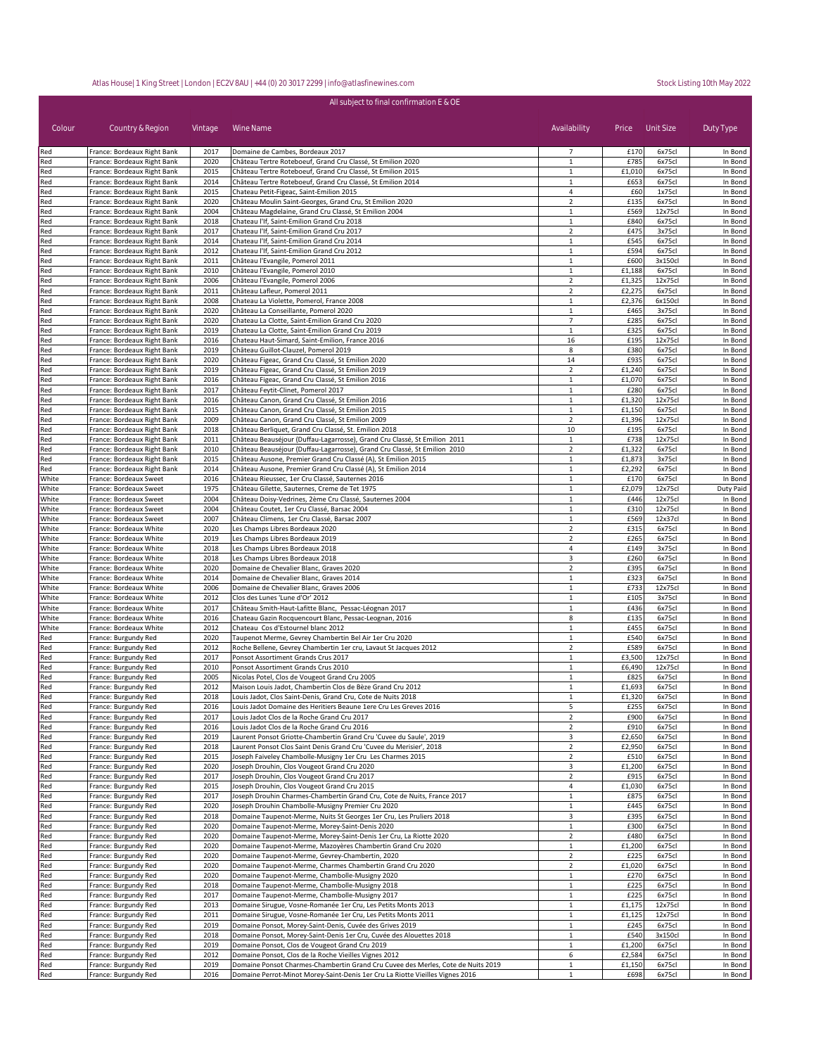Atlas House| 1 King Street | London | EC2V 8AU | +44 (0) 20 3017 2299 | info@atlasfinewines.com

Stock Listing 10th May 2022

All subject to final confirmation E & OE

| Colour | Country & Region | Vintage | Wine Name | Availability | Price | Unit Size | Duty Type |
|---|---|---|---|---|---|---|---|
| Red | France: Bordeaux Right Bank | 2017 | Domaine de Cambes, Bordeaux 2017 | 7 | £170 | 6x75cl | In Bond |
| Red | France: Bordeaux Right Bank | 2020 | Château Tertre Roteboeuf, Grand Cru Classé, St Emilion 2020 | 1 | £785 | 6x75cl | In Bond |
| Red | France: Bordeaux Right Bank | 2015 | Château Tertre Roteboeuf, Grand Cru Classé, St Emilion 2015 | 1 | £1,010 | 6x75cl | In Bond |
| Red | France: Bordeaux Right Bank | 2014 | Château Tertre Roteboeuf, Grand Cru Classé, St Emilion 2014 | 1 | £653 | 6x75cl | In Bond |
| Red | France: Bordeaux Right Bank | 2015 | Chateau Petit-Figeac, Saint-Emilion 2015 | 4 | £60 | 1x75cl | In Bond |
| Red | France: Bordeaux Right Bank | 2020 | Château Moulin Saint-Georges, Grand Cru Classé, St Emilion 2020 | 2 | £135 | 6x75cl | In Bond |
| Red | France: Bordeaux Right Bank | 2004 | Château Magdelaine, Grand Cru Classé, St Emilion 2004 | 1 | £569 | 12x75cl | In Bond |
| Red | France: Bordeaux Right Bank | 2018 | Chateau l'If, Saint-Emilion Grand Cru 2018 | 1 | £840 | 6x75cl | In Bond |
| Red | France: Bordeaux Right Bank | 2017 | Chateau l'If, Saint-Emilion Grand Cru 2017 | 2 | £475 | 3x75cl | In Bond |
| Red | France: Bordeaux Right Bank | 2014 | Chateau l'If, Saint-Emilion Grand Cru 2014 | 1 | £545 | 6x75cl | In Bond |
| Red | France: Bordeaux Right Bank | 2012 | Chateau l'If, Saint-Emilion Grand Cru 2012 | 1 | £594 | 6x75cl | In Bond |
| Red | France: Bordeaux Right Bank | 2011 | Château l'Evangile, Pomerol 2011 | 1 | £600 | 3x150cl | In Bond |
| Red | France: Bordeaux Right Bank | 2010 | Château l'Evangile, Pomerol 2010 | 1 | £1,188 | 6x75cl | In Bond |
| Red | France: Bordeaux Right Bank | 2006 | Château l'Evangile, Pomerol 2006 | 2 | £1,325 | 12x75cl | In Bond |
| Red | France: Bordeaux Right Bank | 2011 | Château Lafleur, Pomerol 2011 | 2 | £2,275 | 6x75cl | In Bond |
| Red | France: Bordeaux Right Bank | 2008 | Chateau La Violette, Pomerol, France 2008 | 1 | £2,376 | 6x150cl | In Bond |
| Red | France: Bordeaux Right Bank | 2020 | Château La Conseillante, Pomerol 2020 | 1 | £465 | 3x75cl | In Bond |
| Red | France: Bordeaux Right Bank | 2020 | Chateau La Clotte, Saint-Emilion Grand Cru 2020 | 7 | £285 | 6x75cl | In Bond |
| Red | France: Bordeaux Right Bank | 2019 | Chateau La Clotte, Saint-Emilion Grand Cru 2019 | 1 | £325 | 6x75cl | In Bond |
| Red | France: Bordeaux Right Bank | 2016 | Chateau Haut-Simard, Saint-Emilion, France 2016 | 16 | £195 | 12x75cl | In Bond |
| Red | France: Bordeaux Right Bank | 2019 | Château Guillot-Clauzel, Pomerol 2019 | 8 | £380 | 6x75cl | In Bond |
| Red | France: Bordeaux Right Bank | 2020 | Château Figeac, Grand Cru Classé, St Emilion 2020 | 14 | £935 | 6x75cl | In Bond |
| Red | France: Bordeaux Right Bank | 2019 | Château Figeac, Grand Cru Classé, St Emilion 2019 | 2 | £1,240 | 6x75cl | In Bond |
| Red | France: Bordeaux Right Bank | 2016 | Château Figeac, Grand Cru Classé, St Emilion 2016 | 1 | £1,070 | 6x75cl | In Bond |
| Red | France: Bordeaux Right Bank | 2017 | Château Feytit-Clinet, Pomerol 2017 | 1 | £280 | 6x75cl | In Bond |
| Red | France: Bordeaux Right Bank | 2016 | Château Canon, Grand Cru Classé, St Emilion 2016 | 1 | £1,320 | 12x75cl | In Bond |
| Red | France: Bordeaux Right Bank | 2015 | Château Canon, Grand Cru Classé, St Emilion 2015 | 1 | £1,150 | 6x75cl | In Bond |
| Red | France: Bordeaux Right Bank | 2009 | Château Canon, Grand Cru Classé, St Emilion 2009 | 2 | £1,396 | 12x75cl | In Bond |
| Red | France: Bordeaux Right Bank | 2018 | Château Berliquet, Grand Cru Classé, St. Emilion 2018 | 10 | £195 | 6x75cl | In Bond |
| Red | France: Bordeaux Right Bank | 2011 | Château Beauséjour (Duffau-Lagarrosse), Grand Cru Classé, St Emilion 2011 | 1 | £738 | 12x75cl | In Bond |
| Red | France: Bordeaux Right Bank | 2010 | Château Beauséjour (Duffau-Lagarrosse), Grand Cru Classé, St Emilion 2010 | 2 | £1,322 | 6x75cl | In Bond |
| Red | France: Bordeaux Right Bank | 2015 | Château Ausone, Premier Grand Cru Classé (A), St Emilion 2015 | 1 | £1,873 | 3x75cl | In Bond |
| Red | France: Bordeaux Right Bank | 2014 | Château Ausone, Premier Grand Cru Classé (A), St Emilion 2014 | 1 | £2,292 | 6x75cl | In Bond |
| White | France: Bordeaux Sweet | 2016 | Château Rieussec, 1er Cru Classé, Sauternes 2016 | 1 | £170 | 6x75cl | In Bond |
| White | France: Bordeaux Sweet | 1975 | Château Gilette, Sauternes, Creme de Tet 1975 | 1 | £2,079 | 12x75cl | Duty Paid |
| White | France: Bordeaux Sweet | 2004 | Château Doisy-Vedrines, 2ème Cru Classé, Sauternes 2004 | 1 | £446 | 12x75cl | In Bond |
| White | France: Bordeaux Sweet | 2004 | Château Coutet, 1er Cru Classé, Barsac 2004 | 1 | £310 | 12x75cl | In Bond |
| White | France: Bordeaux Sweet | 2007 | Château Climens, 1er Cru Classé, Barsac 2007 | 1 | £569 | 12x37cl | In Bond |
| White | France: Bordeaux White | 2020 | Les Champs Libres Bordeaux 2020 | 2 | £315 | 6x75cl | In Bond |
| White | France: Bordeaux White | 2019 | Les Champs Libres Bordeaux 2019 | 2 | £265 | 6x75cl | In Bond |
| White | France: Bordeaux White | 2018 | Les Champs Libres Bordeaux 2018 | 4 | £149 | 3x75cl | In Bond |
| White | France: Bordeaux White | 2018 | Les Champs Libres Bordeaux 2018 | 3 | £260 | 6x75cl | In Bond |
| White | France: Bordeaux White | 2020 | Domaine de Chevalier Blanc, Graves 2020 | 2 | £395 | 6x75cl | In Bond |
| White | France: Bordeaux White | 2014 | Domaine de Chevalier Blanc, Graves 2014 | 1 | £323 | 6x75cl | In Bond |
| White | France: Bordeaux White | 2006 | Domaine de Chevalier Blanc, Graves 2006 | 1 | £733 | 12x75cl | In Bond |
| White | France: Bordeaux White | 2012 | Clos des Lunes 'Lune d'Or' 2012 | 1 | £105 | 3x75cl | In Bond |
| White | France: Bordeaux White | 2017 | Château Smith-Haut-Lafitte Blanc, Pessac-Léognan 2017 | 1 | £436 | 6x75cl | In Bond |
| White | France: Bordeaux White | 2016 | Chateau Gazin Rocquencourt Blanc, Pessac-Leognan, 2016 | 8 | £135 | 6x75cl | In Bond |
| White | France: Bordeaux White | 2012 | Chateau Cos d'Estournel blanc 2012 | 1 | £455 | 6x75cl | In Bond |
| Red | France: Burgundy Red | 2020 | Taupenot Merme, Gevrey Chambertin Bel Air 1er Cru 2020 | 1 | £540 | 6x75cl | In Bond |
| Red | France: Burgundy Red | 2012 | Roche Bellene, Gevrey Chambertin 1er cru, Lavaut St Jacques 2012 | 2 | £589 | 6x75cl | In Bond |
| Red | France: Burgundy Red | 2017 | Ponsot Assortiment Grands Crus 2017 | 1 | £3,500 | 12x75cl | In Bond |
| Red | France: Burgundy Red | 2010 | Ponsot Assortiment Grands Crus 2010 | 1 | £6,490 | 12x75cl | In Bond |
| Red | France: Burgundy Red | 2005 | Nicolas Potel, Clos de Vougeot Grand Cru 2005 | 1 | £825 | 6x75cl | In Bond |
| Red | France: Burgundy Red | 2012 | Maison Louis Jadot, Chambertin Clos de Bèze Grand Cru 2012 | 1 | £1,693 | 6x75cl | In Bond |
| Red | France: Burgundy Red | 2018 | Louis Jadot, Clos Saint-Denis, Grand Cru, Cote de Nuits 2018 | 1 | £1,320 | 6x75cl | In Bond |
| Red | France: Burgundy Red | 2016 | Louis Jadot Domaine des Heritiers Beaune 1ere Cru Les Greves 2016 | 5 | £255 | 6x75cl | In Bond |
| Red | France: Burgundy Red | 2017 | Louis Jadot Clos de la Roche Grand Cru 2017 | 2 | £900 | 6x75cl | In Bond |
| Red | France: Burgundy Red | 2016 | Louis Jadot Clos de la Roche Grand Cru 2016 | 2 | £910 | 6x75cl | In Bond |
| Red | France: Burgundy Red | 2019 | Laurent Ponsot Griotte-Chambertin Grand Cru 'Cuvee du Saule', 2019 | 3 | £2,650 | 6x75cl | In Bond |
| Red | France: Burgundy Red | 2018 | Laurent Ponsot Clos Saint Denis Grand Cru 'Cuvee du Merisier', 2018 | 2 | £2,950 | 6x75cl | In Bond |
| Red | France: Burgundy Red | 2015 | Joseph Faiveley Chambolle-Musigny 1er Cru Les Charmes 2015 | 2 | £510 | 6x75cl | In Bond |
| Red | France: Burgundy Red | 2020 | Joseph Drouhin, Clos Vougeot Grand Cru 2020 | 3 | £1,200 | 6x75cl | In Bond |
| Red | France: Burgundy Red | 2017 | Joseph Drouhin, Clos Vougeot Grand Cru 2017 | 2 | £915 | 6x75cl | In Bond |
| Red | France: Burgundy Red | 2015 | Joseph Drouhin, Clos Vougeot Grand Cru 2015 | 4 | £1,030 | 6x75cl | In Bond |
| Red | France: Burgundy Red | 2017 | Joseph Drouhin Charmes-Chambertin Grand Cru, Cote de Nuits, France 2017 | 1 | £875 | 6x75cl | In Bond |
| Red | France: Burgundy Red | 2020 | Joseph Drouhin Chambolle-Musigny Premier Cru 2020 | 1 | £445 | 6x75cl | In Bond |
| Red | France: Burgundy Red | 2018 | Domaine Taupenot-Merme, Nuits St Georges 1er Cru, Les Pruliers 2018 | 3 | £395 | 6x75cl | In Bond |
| Red | France: Burgundy Red | 2020 | Domaine Taupenot-Merme, Morey-Saint-Denis 2020 | 1 | £300 | 6x75cl | In Bond |
| Red | France: Burgundy Red | 2020 | Domaine Taupenot-Merme, Morey-Saint-Denis 1er Cru, La Riotte 2020 | 2 | £480 | 6x75cl | In Bond |
| Red | France: Burgundy Red | 2020 | Domaine Taupenot-Merme, Mazoyères Chambertin Grand Cru 2020 | 1 | £1,200 | 6x75cl | In Bond |
| Red | France: Burgundy Red | 2020 | Domaine Taupenot-Merme, Gevrey-Chambertin, 2020 | 2 | £225 | 6x75cl | In Bond |
| Red | France: Burgundy Red | 2020 | Domaine Taupenot-Merme, Charmes Chambertin Grand Cru 2020 | 2 | £1,020 | 6x75cl | In Bond |
| Red | France: Burgundy Red | 2020 | Domaine Taupenot-Merme, Chambolle-Musigny 2020 | 1 | £270 | 6x75cl | In Bond |
| Red | France: Burgundy Red | 2018 | Domaine Taupenot-Merme, Chambolle-Musigny 2018 | 1 | £225 | 6x75cl | In Bond |
| Red | France: Burgundy Red | 2017 | Domaine Taupenot-Merme, Chambolle-Musigny 2017 | 1 | £225 | 6x75cl | In Bond |
| Red | France: Burgundy Red | 2013 | Domaine Sirugue, Vosne-Romanée 1er Cru, Les Petits Monts 2013 | 1 | £1,175 | 12x75cl | In Bond |
| Red | France: Burgundy Red | 2011 | Domaine Sirugue, Vosne-Romanée 1er Cru, Les Petits Monts 2011 | 1 | £1,125 | 12x75cl | In Bond |
| Red | France: Burgundy Red | 2019 | Domaine Ponsot, Morey-Saint-Denis, Cuvée des Grives 2019 | 1 | £245 | 6x75cl | In Bond |
| Red | France: Burgundy Red | 2018 | Domaine Ponsot, Morey-Saint-Denis 1er Cru, Cuvée des Alouettes 2018 | 1 | £540 | 3x150cl | In Bond |
| Red | France: Burgundy Red | 2019 | Domaine Ponsot, Clos de Vougeot Grand Cru 2019 | 1 | £1,200 | 6x75cl | In Bond |
| Red | France: Burgundy Red | 2012 | Domaine Ponsot, Clos de la Roche Vieilles Vignes 2012 | 6 | £2,584 | 6x75cl | In Bond |
| Red | France: Burgundy Red | 2019 | Domaine Ponsot Charmes-Chambertin Grand Cru Cuvee des Merles, Cote de Nuits 2019 | 1 | £1,150 | 6x75cl | In Bond |
| Red | France: Burgundy Red | 2016 | Domaine Perrot-Minot Morey-Saint-Denis 1er Cru La Riotte Vieilles Vignes 2016 | 1 | £698 | 6x75cl | In Bond |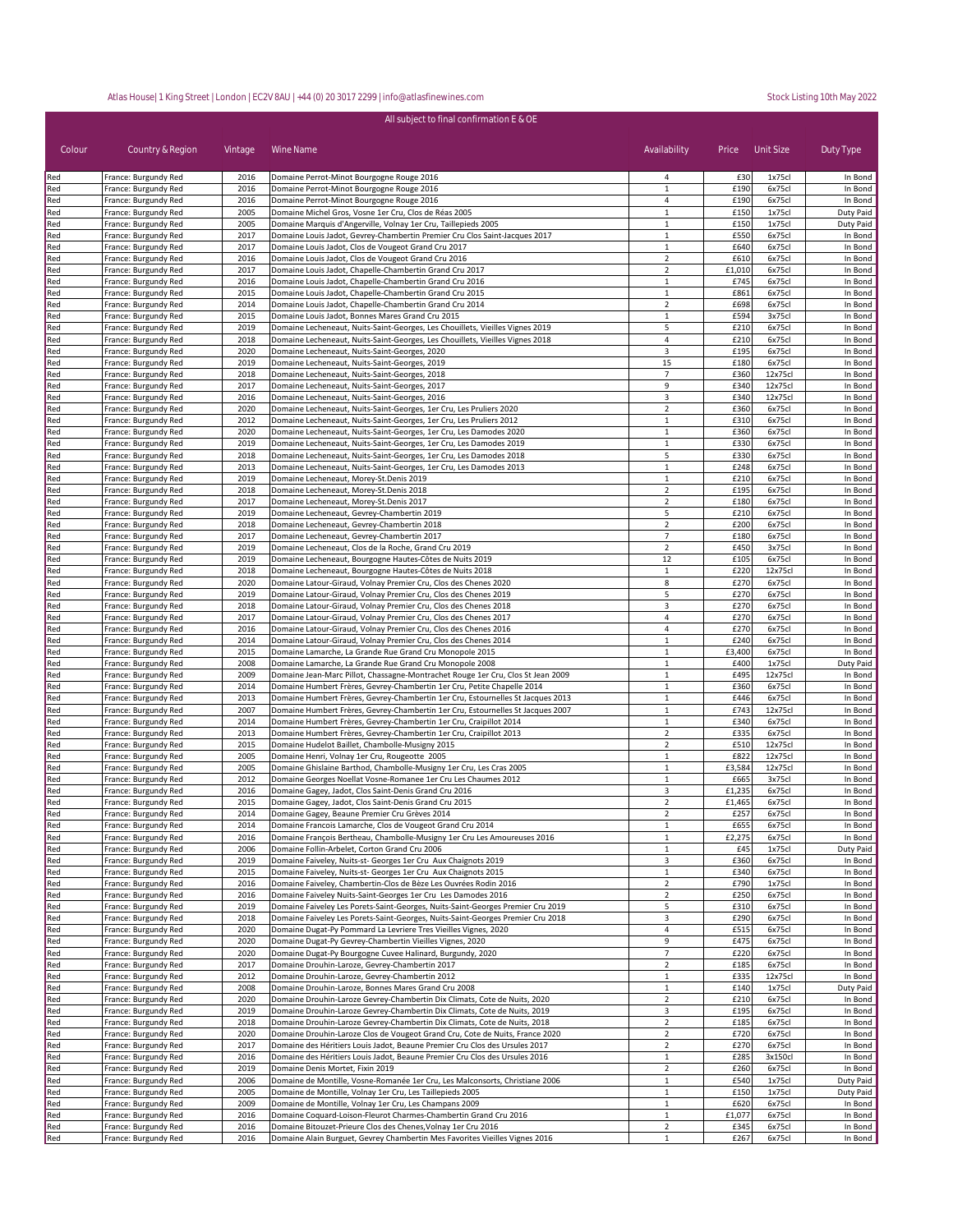Atlas House| 1 King Street | London | EC2V 8AU | +44 (0) 20 3017 2299 | info@atlasfinewines.com

Stock Listing 10th May 2022

All subject to final confirmation E & OE

| Colour | Country & Region | Vintage | Wine Name | Availability | Price | Unit Size | Duty Type |
|---|---|---|---|---|---|---|---|
| Red | France: Burgundy Red | 2016 | Domaine Perrot-Minot Bourgogne Rouge 2016 | 4 | £30 | 1x75cl | In Bond |
| Red | France: Burgundy Red | 2016 | Domaine Perrot-Minot Bourgogne Rouge 2016 | 1 | £190 | 6x75cl | In Bond |
| Red | France: Burgundy Red | 2016 | Domaine Perrot-Minot Bourgogne Rouge 2016 | 4 | £190 | 6x75cl | In Bond |
| Red | France: Burgundy Red | 2005 | Domaine Michel Gros, Vosne 1er Cru, Clos de Réas 2005 | 1 | £150 | 1x75cl | Duty Paid |
| Red | France: Burgundy Red | 2005 | Domaine Marquis d'Angerville, Volnay 1er Cru, Taillepieds 2005 | 1 | £150 | 1x75cl | Duty Paid |
| Red | France: Burgundy Red | 2017 | Domaine Louis Jadot, Gevrey-Chambertin Premier Cru Clos Saint-Jacques 2017 | 1 | £550 | 6x75cl | In Bond |
| Red | France: Burgundy Red | 2017 | Domaine Louis Jadot, Clos de Vougeot Grand Cru 2017 | 1 | £640 | 6x75cl | In Bond |
| Red | France: Burgundy Red | 2016 | Domaine Louis Jadot, Clos de Vougeot Grand Cru 2016 | 2 | £610 | 6x75cl | In Bond |
| Red | France: Burgundy Red | 2017 | Domaine Louis Jadot, Chapelle-Chambertin Grand Cru 2017 | 2 | £1,010 | 6x75cl | In Bond |
| Red | France: Burgundy Red | 2016 | Domaine Louis Jadot, Chapelle-Chambertin Grand Cru 2016 | 1 | £745 | 6x75cl | In Bond |
| Red | France: Burgundy Red | 2015 | Domaine Louis Jadot, Chapelle-Chambertin Grand Cru 2015 | 1 | £861 | 6x75cl | In Bond |
| Red | France: Burgundy Red | 2014 | Domaine Louis Jadot, Chapelle-Chambertin Grand Cru 2014 | 2 | £698 | 6x75cl | In Bond |
| Red | France: Burgundy Red | 2015 | Domaine Louis Jadot, Bonnes Mares Grand Cru 2015 | 1 | £594 | 3x75cl | In Bond |
| Red | France: Burgundy Red | 2019 | Domaine Lecheneaut, Nuits-Saint-Georges, Les Chouillets, Vieilles Vignes 2019 | 5 | £210 | 6x75cl | In Bond |
| Red | France: Burgundy Red | 2018 | Domaine Lecheneaut, Nuits-Saint-Georges, Les Chouillets, Vieilles Vignes 2018 | 4 | £210 | 6x75cl | In Bond |
| Red | France: Burgundy Red | 2020 | Domaine Lecheneaut, Nuits-Saint-Georges, 2020 | 3 | £195 | 6x75cl | In Bond |
| Red | France: Burgundy Red | 2019 | Domaine Lecheneaut, Nuits-Saint-Georges, 2019 | 15 | £180 | 6x75cl | In Bond |
| Red | France: Burgundy Red | 2018 | Domaine Lecheneaut, Nuits-Saint-Georges, 2018 | 7 | £360 | 12x75cl | In Bond |
| Red | France: Burgundy Red | 2017 | Domaine Lecheneaut, Nuits-Saint-Georges, 2017 | 9 | £340 | 12x75cl | In Bond |
| Red | France: Burgundy Red | 2016 | Domaine Lecheneaut, Nuits-Saint-Georges, 2016 | 3 | £340 | 12x75cl | In Bond |
| Red | France: Burgundy Red | 2020 | Domaine Lecheneaut, Nuits-Saint-Georges, 1er Cru, Les Pruliers 2020 | 2 | £360 | 6x75cl | In Bond |
| Red | France: Burgundy Red | 2012 | Domaine Lecheneaut, Nuits-Saint-Georges, 1er Cru, Les Pruliers 2012 | 1 | £310 | 6x75cl | In Bond |
| Red | France: Burgundy Red | 2020 | Domaine Lecheneaut, Nuits-Saint-Georges, 1er Cru, Les Damodes 2020 | 1 | £360 | 6x75cl | In Bond |
| Red | France: Burgundy Red | 2019 | Domaine Lecheneaut, Nuits-Saint-Georges, 1er Cru, Les Damodes 2019 | 1 | £330 | 6x75cl | In Bond |
| Red | France: Burgundy Red | 2018 | Domaine Lecheneaut, Nuits-Saint-Georges, 1er Cru, Les Damodes 2018 | 5 | £330 | 6x75cl | In Bond |
| Red | France: Burgundy Red | 2013 | Domaine Lecheneaut, Nuits-Saint-Georges, 1er Cru, Les Damodes 2013 | 1 | £248 | 6x75cl | In Bond |
| Red | France: Burgundy Red | 2019 | Domaine Lecheneaut, Morey-St.Denis 2019 | 1 | £210 | 6x75cl | In Bond |
| Red | France: Burgundy Red | 2018 | Domaine Lecheneaut, Morey-St.Denis 2018 | 2 | £195 | 6x75cl | In Bond |
| Red | France: Burgundy Red | 2017 | Domaine Lecheneaut, Morey-St.Denis 2017 | 2 | £180 | 6x75cl | In Bond |
| Red | France: Burgundy Red | 2019 | Domaine Lecheneaut, Gevrey-Chambertin 2019 | 5 | £210 | 6x75cl | In Bond |
| Red | France: Burgundy Red | 2018 | Domaine Lecheneaut, Gevrey-Chambertin 2018 | 2 | £200 | 6x75cl | In Bond |
| Red | France: Burgundy Red | 2017 | Domaine Lecheneaut, Gevrey-Chambertin 2017 | 7 | £180 | 6x75cl | In Bond |
| Red | France: Burgundy Red | 2019 | Domaine Lecheneaut, Clos de la Roche, Grand Cru 2019 | 2 | £450 | 3x75cl | In Bond |
| Red | France: Burgundy Red | 2019 | Domaine Lecheneaut, Bourgogne Hautes-Côtes de Nuits 2019 | 12 | £105 | 6x75cl | In Bond |
| Red | France: Burgundy Red | 2018 | Domaine Lecheneaut, Bourgogne Hautes-Côtes de Nuits 2018 | 1 | £220 | 12x75cl | In Bond |
| Red | France: Burgundy Red | 2020 | Domaine Latour-Giraud, Volnay Premier Cru, Clos des Chenes 2020 | 8 | £270 | 6x75cl | In Bond |
| Red | France: Burgundy Red | 2019 | Domaine Latour-Giraud, Volnay Premier Cru, Clos des Chenes 2019 | 5 | £270 | 6x75cl | In Bond |
| Red | France: Burgundy Red | 2018 | Domaine Latour-Giraud, Volnay Premier Cru, Clos des Chenes 2018 | 3 | £270 | 6x75cl | In Bond |
| Red | France: Burgundy Red | 2017 | Domaine Latour-Giraud, Volnay Premier Cru, Clos des Chenes 2017 | 4 | £270 | 6x75cl | In Bond |
| Red | France: Burgundy Red | 2016 | Domaine Latour-Giraud, Volnay Premier Cru, Clos des Chenes 2016 | 4 | £270 | 6x75cl | In Bond |
| Red | France: Burgundy Red | 2014 | Domaine Latour-Giraud, Volnay Premier Cru, Clos des Chenes 2014 | 1 | £240 | 6x75cl | In Bond |
| Red | France: Burgundy Red | 2015 | Domaine Lamarche, La Grande Rue Grand Cru Monopole 2015 | 1 | £3,400 | 6x75cl | In Bond |
| Red | France: Burgundy Red | 2008 | Domaine Lamarche, La Grande Rue Grand Cru Monopole 2008 | 1 | £400 | 1x75cl | Duty Paid |
| Red | France: Burgundy Red | 2009 | Domaine Jean-Marc Pillot, Chassagne-Montrachet Rouge 1er Cru, Clos St Jean 2009 | 1 | £495 | 12x75cl | In Bond |
| Red | France: Burgundy Red | 2014 | Domaine Humbert Frères, Gevrey-Chambertin 1er Cru, Petite Chapelle 2014 | 1 | £360 | 6x75cl | In Bond |
| Red | France: Burgundy Red | 2013 | Domaine Humbert Frères, Gevrey-Chambertin 1er Cru, Estournelles St Jacques 2013 | 1 | £446 | 6x75cl | In Bond |
| Red | France: Burgundy Red | 2007 | Domaine Humbert Frères, Gevrey-Chambertin 1er Cru, Estournelles St Jacques 2007 | 1 | £743 | 12x75cl | In Bond |
| Red | France: Burgundy Red | 2014 | Domaine Humbert Frères, Gevrey-Chambertin 1er Cru, Craipillot 2014 | 1 | £340 | 6x75cl | In Bond |
| Red | France: Burgundy Red | 2013 | Domaine Humbert Frères, Gevrey-Chambertin 1er Cru, Craipillot 2013 | 2 | £335 | 6x75cl | In Bond |
| Red | France: Burgundy Red | 2015 | Domaine Hudelot Baillet, Chambolle-Musigny 2015 | 2 | £510 | 12x75cl | In Bond |
| Red | France: Burgundy Red | 2005 | Domaine Henri, Volnay 1er Cru, Rougeotte 2005 | 1 | £822 | 12x75cl | In Bond |
| Red | France: Burgundy Red | 2005 | Domaine Ghislaine Barthod, Chambolle-Musigny 1er Cru, Les Cras 2005 | 1 | £3,584 | 12x75cl | In Bond |
| Red | France: Burgundy Red | 2012 | Domaine Georges Noellat Vosne-Romanee 1er Cru Les Chaumes 2012 | 1 | £665 | 3x75cl | In Bond |
| Red | France: Burgundy Red | 2016 | Domaine Gagey, Jadot, Clos Saint-Denis Grand Cru 2016 | 3 | £1,235 | 6x75cl | In Bond |
| Red | France: Burgundy Red | 2015 | Domaine Gagey, Jadot, Clos Saint-Denis Grand Cru 2015 | 2 | £1,465 | 6x75cl | In Bond |
| Red | France: Burgundy Red | 2014 | Domaine Gagey, Beaune Premier Cru Grèves 2014 | 2 | £257 | 6x75cl | In Bond |
| Red | France: Burgundy Red | 2014 | Domaine Francois Lamarche, Clos de Vougeot Grand Cru 2014 | 1 | £655 | 6x75cl | In Bond |
| Red | France: Burgundy Red | 2016 | Domaine François Bertheau, Chambolle-Musigny 1er Cru Les Amoureuses 2016 | 1 | £2,275 | 6x75cl | In Bond |
| Red | France: Burgundy Red | 2006 | Domaine Follin-Arbelet, Corton Grand Cru 2006 | 1 | £45 | 1x75cl | Duty Paid |
| Red | France: Burgundy Red | 2019 | Domaine Faiveley, Nuits-st- Georges 1er Cru Aux Chaignots 2019 | 3 | £360 | 6x75cl | In Bond |
| Red | France: Burgundy Red | 2015 | Domaine Faiveley, Nuits-st- Georges 1er Cru Aux Chaignots 2015 | 1 | £340 | 6x75cl | In Bond |
| Red | France: Burgundy Red | 2016 | Domaine Faiveley, Chambertin-Clos de Bèze Les Ouvrées Rodin 2016 | 2 | £790 | 1x75cl | In Bond |
| Red | France: Burgundy Red | 2016 | Domaine Faiveley Nuits-Saint-Georges 1er Cru Les Damodes 2016 | 2 | £250 | 6x75cl | In Bond |
| Red | France: Burgundy Red | 2019 | Domaine Faiveley Les Porets-Saint-Georges, Nuits-Saint-Georges Premier Cru 2019 | 5 | £310 | 6x75cl | In Bond |
| Red | France: Burgundy Red | 2018 | Domaine Faiveley Les Porets-Saint-Georges, Nuits-Saint-Georges Premier Cru 2018 | 3 | £290 | 6x75cl | In Bond |
| Red | France: Burgundy Red | 2020 | Domaine Dugat-Py Pommard La Levriere Tres Vieilles Vignes, 2020 | 4 | £515 | 6x75cl | In Bond |
| Red | France: Burgundy Red | 2020 | Domaine Dugat-Py Gevrey-Chambertin Vieilles Vignes, 2020 | 9 | £475 | 6x75cl | In Bond |
| Red | France: Burgundy Red | 2020 | Domaine Dugat-Py Bourgogne Cuvee Halinard, Burgundy, 2020 | 7 | £220 | 6x75cl | In Bond |
| Red | France: Burgundy Red | 2017 | Domaine Drouhin-Laroze, Gevrey-Chambertin 2017 | 2 | £185 | 6x75cl | In Bond |
| Red | France: Burgundy Red | 2012 | Domaine Drouhin-Laroze, Gevrey-Chambertin 2012 | 1 | £335 | 12x75cl | In Bond |
| Red | France: Burgundy Red | 2008 | Domaine Drouhin-Laroze, Bonnes Mares Grand Cru 2008 | 1 | £140 | 1x75cl | Duty Paid |
| Red | France: Burgundy Red | 2020 | Domaine Drouhin-Laroze Gevrey-Chambertin Dix Climats, Cote de Nuits, 2020 | 2 | £210 | 6x75cl | In Bond |
| Red | France: Burgundy Red | 2019 | Domaine Drouhin-Laroze Gevrey-Chambertin Dix Climats, Cote de Nuits, 2019 | 3 | £195 | 6x75cl | In Bond |
| Red | France: Burgundy Red | 2018 | Domaine Drouhin-Laroze Gevrey-Chambertin Dix Climats, Cote de Nuits, 2018 | 2 | £185 | 6x75cl | In Bond |
| Red | France: Burgundy Red | 2020 | Domaine Drouhin-Laroze Clos de Vougeot Grand Cru, Cote de Nuits, France 2020 | 2 | £720 | 6x75cl | In Bond |
| Red | France: Burgundy Red | 2017 | Domaine des Héritiers Louis Jadot, Beaune Premier Cru Clos des Ursules 2017 | 2 | £270 | 6x75cl | In Bond |
| Red | France: Burgundy Red | 2016 | Domaine des Héritiers Louis Jadot, Beaune Premier Cru Clos des Ursules 2016 | 1 | £285 | 3x150cl | In Bond |
| Red | France: Burgundy Red | 2019 | Domaine Denis Mortet, Fixin 2019 | 2 | £260 | 6x75cl | In Bond |
| Red | France: Burgundy Red | 2006 | Domaine de Montille, Vosne-Romanée 1er Cru, Les Malconsorts, Christiane 2006 | 1 | £540 | 1x75cl | Duty Paid |
| Red | France: Burgundy Red | 2005 | Domaine de Montille, Volnay 1er Cru, Les Taillepieds 2005 | 1 | £150 | 1x75cl | Duty Paid |
| Red | France: Burgundy Red | 2009 | Domaine de Montille, Volnay 1er Cru, Les Champans 2009 | 1 | £620 | 6x75cl | In Bond |
| Red | France: Burgundy Red | 2016 | Domaine Coquard-Loison-Fleurot Charmes-Chambertin Grand Cru 2016 | 1 | £1,077 | 6x75cl | In Bond |
| Red | France: Burgundy Red | 2016 | Domaine Bitouzet-Prieure Clos des Chenes,Volnay 1er Cru 2016 | 2 | £345 | 6x75cl | In Bond |
| Red | France: Burgundy Red | 2016 | Domaine Alain Burguet, Gevrey Chambertin Mes Favorites Vieilles Vignes 2016 | 1 | £267 | 6x75cl | In Bond |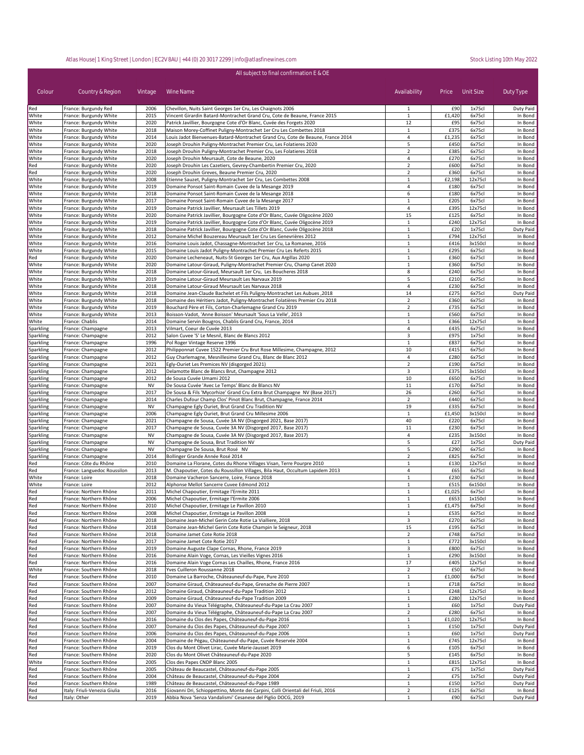Atlas House | 1 King Street | London | EC2V 8AU | +44 (0) 20 3017 2299 | info@atlasfinewines.com

Stock Listing 10th May 2022

All subject to final confirmation E & OE

| Colour | Country & Region | Vintage | Wine Name | Availability | Price | Unit Size | Duty Type |
|---|---|---|---|---|---|---|---|
| Red | France: Burgundy Red | 2006 | Chevillon, Nuits Saint Georges 1er Cru, Les Chaignots 2006 | 1 | £90 | 1x75cl | Duty Paid |
| White | France: Burgundy White | 2015 | Vincent Girardin Batard-Montrachet Grand Cru, Cote de Beaune, France 2015 | 1 | £1,420 | 6x75cl | In Bond |
| White | France: Burgundy White | 2020 | Patrick Javillier, Bourgogne Cote d'Or Blanc, Cuvée des Forgets 2020 | 12 | £95 | 6x75cl | In Bond |
| White | France: Burgundy White | 2018 | Maison Morey-Coffinet Puligny-Montrachet 1er Cru Les Combettes 2018 | 1 | £375 | 6x75cl | In Bond |
| White | France: Burgundy White | 2014 | Louis Jadot Bienvenues-Batard-Montrachet Grand Cru, Cote de Beaune, France 2014 | 4 | £1,235 | 6x75cl | In Bond |
| White | France: Burgundy White | 2020 | Joseph Drouhin Puligny-Montrachet Premier Cru, Les Folatieres 2020 | 5 | £450 | 6x75cl | In Bond |
| White | France: Burgundy White | 2018 | Joseph Drouhin Puligny-Montrachet Premier Cru, Les Folatieres 2018 | 2 | £385 | 6x75cl | In Bond |
| White | France: Burgundy White | 2020 | Joseph Drouhin Meursault, Cote de Beaune, 2020 | 4 | £270 | 6x75cl | In Bond |
| Red | France: Burgundy White | 2020 | Joseph Drouhin Les Cazetiers, Gevrey-Chambertin Premier Cru, 2020 | 2 | £600 | 6x75cl | In Bond |
| Red | France: Burgundy White | 2020 | Joseph Drouhin Greves, Beaune Premier Cru, 2020 | 2 | £360 | 6x75cl | In Bond |
| White | France: Burgundy White | 2008 | Etienne Sauzet, Puligny-Montrachet 1er Cru, Les Combettes 2008 | 1 | £2,198 | 12x75cl | In Bond |
| White | France: Burgundy White | 2019 | Domaine Ponsot Saint-Romain Cuvee de la Mesange 2019 | 4 | £180 | 6x75cl | In Bond |
| White | France: Burgundy White | 2018 | Domaine Ponsot Saint-Romain Cuvee de la Mesange 2018 | 6 | £180 | 6x75cl | In Bond |
| White | France: Burgundy White | 2017 | Domaine Ponsot Saint-Romain Cuvee de la Mesange 2017 | 1 | £205 | 6x75cl | In Bond |
| White | France: Burgundy White | 2019 | Domaine Patrick Javillier, Meursault Les Tillets 2019 | 4 | £395 | 12x75cl | In Bond |
| White | France: Burgundy White | 2020 | Domaine Patrick Javillier, Bourgogne Cote d'Or Blanc, Cuvée Oligocène 2020 | 15 | £125 | 6x75cl | In Bond |
| White | France: Burgundy White | 2019 | Domaine Patrick Javillier, Bourgogne Cote d'Or Blanc, Cuvée Oligocène 2019 | 1 | £240 | 12x75cl | In Bond |
| White | France: Burgundy White | 2018 | Domaine Patrick Javillier, Bourgogne Cote d'Or Blanc, Cuvée Oligocène 2018 | 1 | £20 | 1x75cl | Duty Paid |
| White | France: Burgundy White | 2012 | Domaine Michel Bouzereau Meursault 1er Cru Les Genevrières 2012 | 1 | £794 | 12x75cl | In Bond |
| White | France: Burgundy White | 2016 | Domaine Louis Jadot, Chassagne-Montrachet 1er Cru, La Romanee, 2016 | 1 | £416 | 3x150cl | In Bond |
| White | France: Burgundy White | 2015 | Domaine Louis Jadot Puligny-Montrachet Premier Cru Les Referts 2015 | 1 | £295 | 6x75cl | In Bond |
| Red | France: Burgundy White | 2020 | Domaine Lecheneaut, Nuits-St Georges 1er Cru, Aux Argillas 2020 | 1 | £360 | 6x75cl | In Bond |
| White | France: Burgundy White | 2020 | Domaine Latour-Giraud, Puligny-Montrachet Premier Cru, Champ Canet 2020 | 1 | £360 | 6x75cl | In Bond |
| White | France: Burgundy White | 2018 | Domaine Latour-Giraud, Meursault 1er Cru, Les Boucheres 2018 | 8 | £240 | 6x75cl | In Bond |
| White | France: Burgundy White | 2019 | Domaine Latour-Giraud Meursault Les Narvaux 2019 | 5 | £210 | 6x75cl | In Bond |
| White | France: Burgundy White | 2018 | Domaine Latour-Giraud Meursault Les Narvaux 2018 | 4 | £230 | 6x75cl | In Bond |
| White | France: Burgundy White | 2018 | Domaine Jean-Claude Bachelet et Fils Puligny-Montrachet Les Aubues ,2018 | 14 | £275 | 6x75cl | Duty Paid |
| White | France: Burgundy White | 2018 | Domaine des Héritiers Jadot, Puligny-Montrachet Folatières Premier Cru 2018 | 2 | £360 | 6x75cl | In Bond |
| White | France: Burgundy White | 2019 | Bouchard Père et Fils, Corton-Charlemagne Grand Cru 2019 | 2 | £735 | 6x75cl | In Bond |
| White | France: Burgundy White | 2013 | Boisson-Vadot, 'Anne Boisson' Meursault 'Sous La Velle', 2013 | 1 | £560 | 6x75cl | In Bond |
| White | France: Chablis | 2014 | Domaine Servin Bougros, Chablis Grand Cru, France, 2014 | 1 | £366 | 12x75cl | In Bond |
| Sparkling | France: Champagne | 2013 | Vilmart, Coeur de Cuvée 2013 | 4 | £435 | 6x75cl | In Bond |
| Sparkling | France: Champagne | 2012 | Salon Cuvee 'S' Le Mesnil, Blanc de Blancs 2012 | 3 | £975 | 1x75cl | In Bond |
| Sparkling | France: Champagne | 1996 | Pol Roger Vintage Reserve 1996 | 1 | £837 | 6x75cl | In Bond |
| Sparkling | France: Champagne | 2012 | Philipponnat Cuvee 1522 Premier Cru Brut Rose Millesime, Champagne, 2012 | 10 | £415 | 6x75cl | In Bond |
| Sparkling | France: Champagne | 2012 | Guy Charlemagne, Mesnillesime Grand Cru, Blanc de Blanc 2012 | 4 | £280 | 6x75cl | In Bond |
| Sparkling | France: Champagne | 2021 | Egly-Ouriet Les Premices NV (disgorged 2021) | 2 | £190 | 6x75cl | In Bond |
| Sparkling | France: Champagne | 2012 | Delamotte Blanc de Blancs Brut, Champagne 2012 | 3 | £375 | 3x150cl | In Bond |
| Sparkling | France: Champagne | 2012 | de Sousa Cuvée Umami 2012 | 10 | £650 | 6x75cl | In Bond |
| Sparkling | France: Champagne | NV | De Sousa Cuvée 'Avec Le Temps' Blanc de Blancs NV | 11 | £170 | 6x75cl | In Bond |
| Sparkling | France: Champagne | 2017 | De Sousa & Fils 'Mycorhize' Grand Cru Extra Brut Champagne NV (Base 2017) | 26 | £260 | 6x75cl | In Bond |
| Sparkling | France: Champagne | 2014 | Charles Dufour Champ Clos' Pinot Blanc Brut, Champagne, France 2014 | 2 | £440 | 6x75cl | In Bond |
| Sparkling | France: Champagne | NV | Champagne Egly Ouriet, Brut Grand Cru Tradition NV | 19 | £335 | 6x75cl | In Bond |
| Sparkling | France: Champagne | 2006 | Champagne Egly Ouriet, Brut Grand Cru Millesime 2006 | 1 | £1,450 | 3x150cl | In Bond |
| Sparkling | France: Champagne | 2021 | Champagne de Sousa, Cuvée 3A NV (Disgorged 2021, Base 2017) | 40 | £220 | 6x75cl | In Bond |
| Sparkling | France: Champagne | 2017 | Champagne de Sousa, Cuvée 3A NV (Disgorged 2017, Base 2017) | 11 | £230 | 6x75cl | In Bond |
| Sparkling | France: Champagne | NV | Champagne de Sousa, Cuvée 3A NV (Disgorged 2017, Base 2017) | 4 | £235 | 3x150cl | In Bond |
| Sparkling | France: Champagne | NV | Champagne de Sousa, Brut Tradition NV | 5 | £27 | 1x75cl | Duty Paid |
| Sparkling | France: Champagne | NV | Champagne De Sousa, Brut Rosé NV | 5 | £290 | 6x75cl | In Bond |
| Sparkling | France: Champagne | 2014 | Bollinger Grande Année Rosé 2014 | 2 | £825 | 6x75cl | In Bond |
| Red | France: Côte du Rhône | 2010 | Domaine La Florane, Cotes du Rhone Villages Visan, Terre Pourpre 2010 | 1 | £130 | 12x75cl | In Bond |
| Red | France: Languedoc Roussilon | 2013 | M. Chapoutier, Cotes du Roussillon Villages, Bila Haut, Occultum Lapidem 2013 | 4 | £65 | 6x75cl | In Bond |
| White | France: Loire | 2018 | Domaine Vacheron Sancerre, Loire, France 2018 | 1 | £230 | 6x75cl | In Bond |
| White | France: Loire | 2012 | Alphonse Mellot Sancerre Cuvee Edmond 2012 | 1 | £515 | 6x150cl | In Bond |
| Red | France: Northern Rhône | 2011 | Michel Chapoutier, Ermitage l'Ermite 2011 | 1 | £1,025 | 6x75cl | In Bond |
| Red | France: Northern Rhône | 2006 | Michel Chapoutier, Ermitage l'Ermite 2006 | 1 | £653 | 1x150cl | In Bond |
| Red | France: Northern Rhône | 2010 | Michel Chapoutier, Ermitage Le Pavillon 2010 | 1 | £1,475 | 6x75cl | In Bond |
| Red | France: Northern Rhône | 2008 | Michel Chapoutier, Ermitage Le Pavillon 2008 | 1 | £535 | 6x75cl | In Bond |
| Red | France: Northern Rhône | 2018 | Domaine Jean-Michel Gerin Cote Rotie La Vialliere, 2018 | 3 | £270 | 6x75cl | In Bond |
| Red | France: Northern Rhône | 2018 | Domaine Jean-Michel Gerin Cote Rotie Champin le Seigneur, 2018 | 15 | £195 | 6x75cl | In Bond |
| Red | France: Northern Rhône | 2018 | Domaine Jamet Cote Rotie 2018 | 2 | £748 | 6x75cl | In Bond |
| Red | France: Northern Rhône | 2017 | Domaine Jamet Cote Rotie 2017 | 1 | £772 | 3x150cl | In Bond |
| Red | France: Northern Rhône | 2019 | Domaine Auguste Clape Cornas, Rhone, France 2019 | 3 | £800 | 6x75cl | In Bond |
| Red | France: Northern Rhône | 2016 | Domaine Alain Voge, Cornas, Les Vieilles Vignes 2016 | 1 | £290 | 3x150cl | In Bond |
| Red | France: Northern Rhône | 2016 | Domaine Alain Voge Cornas Les Chailles, Rhone, France 2016 | 17 | £405 | 12x75cl | In Bond |
| White | France: Southern Rhône | 2018 | Yves Cuilleron Roussanne 2018 | 2 | £50 | 6x75cl | In Bond |
| Red | France: Southern Rhône | 2010 | Domaine La Barroche, Châteauneuf-du-Pape, Pure 2010 | 1 | £1,000 | 6x75cl | In Bond |
| Red | France: Southern Rhône | 2007 | Domaine Giraud, Châteauneuf-du-Pape, Grenache de Pierre 2007 | 1 | £718 | 6x75cl | In Bond |
| Red | France: Southern Rhône | 2012 | Domaine Giraud, Châteauneuf-du-Pape Tradition 2012 | 1 | £248 | 12x75cl | In Bond |
| Red | France: Southern Rhône | 2009 | Domaine Giraud, Châteauneuf-du-Pape Tradition 2009 | 1 | £280 | 12x75cl | In Bond |
| Red | France: Southern Rhône | 2007 | Domaine du Vieux Télégraphe, Châteauneuf-du-Pape La Crau 2007 | 1 | £60 | 1x75cl | Duty Paid |
| Red | France: Southern Rhône | 2007 | Domaine du Vieux Télégraphe, Châteauneuf-du-Pape La Crau 2007 | 2 | £280 | 6x75cl | In Bond |
| Red | France: Southern Rhône | 2016 | Domaine du Clos des Papes, Châteauneuf-du-Pape 2016 | 1 | £1,020 | 12x75cl | In Bond |
| Red | France: Southern Rhône | 2007 | Domaine du Clos des Papes, Châteauneuf-du-Pape 2007 | 1 | £150 | 1x75cl | Duty Paid |
| Red | France: Southern Rhône | 2006 | Domaine du Clos des Papes, Châteauneuf-du-Pape 2006 | 1 | £60 | 1x75cl | Duty Paid |
| Red | France: Southern Rhône | 2004 | Domaine de Pégau, Châteauneuf-du-Pape, Cuvée Reservée 2004 | 1 | £745 | 12x75cl | In Bond |
| Red | France: Southern Rhône | 2019 | Clos du Mont Olivet Lirac, Cuvée Marie-Jausset 2019 | 6 | £105 | 6x75cl | In Bond |
| Red | France: Southern Rhône | 2020 | Clos du Mont Olivet Châteauneuf-du-Pape 2020 | 5 | £145 | 6x75cl | In Bond |
| White | France: Southern Rhône | 2005 | Clos des Papes CNDP Blanc 2005 | 1 | £815 | 12x75cl | In Bond |
| Red | France: Southern Rhône | 2005 | Château de Beaucastel, Châteauneuf-du-Pape 2005 | 1 | £75 | 1x75cl | Duty Paid |
| Red | France: Southern Rhône | 2004 | Château de Beaucastel, Châteauneuf-du-Pape 2004 | 2 | £75 | 1x75cl | Duty Paid |
| Red | France: Southern Rhône | 1989 | Château de Beaucastel, Châteauneuf-du-Pape 1989 | 1 | £150 | 1x75cl | Duty Paid |
| Red | Italy: Friuli-Venezia Giulia | 2016 | Giovanni Dri, Schioppettino, Monte dei Carpini, Colli Orientali del Friuli, 2016 | 2 | £125 | 6x75cl | In Bond |
| Red | Italy: Other | 2019 | Abbia Nova 'Senza Vandalismi' Cesanese del Piglio DOCG, 2019 | 1 | £90 | 6x75cl | Duty Paid |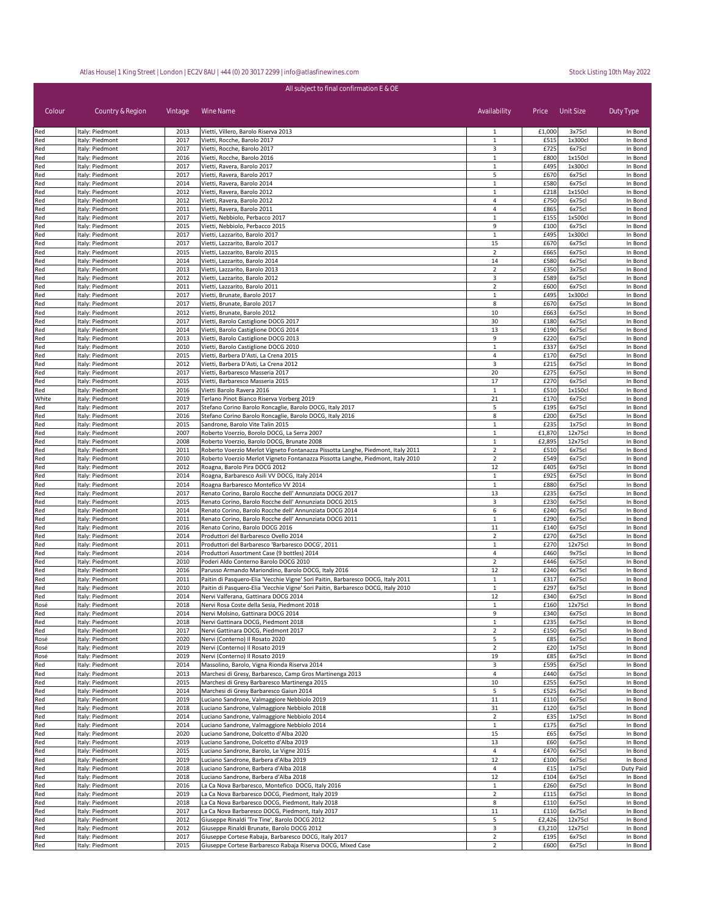Atlas House| 1 King Street | London | EC2V 8AU | +44 (0) 20 3017 2299 | info@atlasfinewines.com

Stock Listing 10th May 2022

All subject to final confirmation E & OE

| Colour | Country & Region | Vintage | Wine Name | Availability | Price | Unit Size | Duty Type |
|---|---|---|---|---|---|---|---|
| Red | Italy: Piedmont | 2013 | Vietti, Villero, Barolo Riserva 2013 | 1 | £1,000 | 3x75cl | In Bond |
| Red | Italy: Piedmont | 2017 | Vietti, Rocche, Barolo 2017 | 1 | £515 | 1x300cl | In Bond |
| Red | Italy: Piedmont | 2017 | Vietti, Rocche, Barolo 2017 | 3 | £725 | 6x75cl | In Bond |
| Red | Italy: Piedmont | 2016 | Vietti, Rocche, Barolo 2016 | 1 | £800 | 1x150cl | In Bond |
| Red | Italy: Piedmont | 2017 | Vietti, Ravera, Barolo 2017 | 1 | £495 | 1x300cl | In Bond |
| Red | Italy: Piedmont | 2017 | Vietti, Ravera, Barolo 2017 | 5 | £670 | 6x75cl | In Bond |
| Red | Italy: Piedmont | 2014 | Vietti, Ravera, Barolo 2014 | 1 | £580 | 6x75cl | In Bond |
| Red | Italy: Piedmont | 2012 | Vietti, Ravera, Barolo 2012 | 1 | £218 | 1x150cl | In Bond |
| Red | Italy: Piedmont | 2012 | Vietti, Ravera, Barolo 2012 | 4 | £750 | 6x75cl | In Bond |
| Red | Italy: Piedmont | 2011 | Vietti, Ravera, Barolo 2011 | 4 | £865 | 6x75cl | In Bond |
| Red | Italy: Piedmont | 2017 | Vietti, Nebbiolo, Perbacco 2017 | 1 | £155 | 1x500cl | In Bond |
| Red | Italy: Piedmont | 2015 | Vietti, Nebbiolo, Perbacco 2015 | 9 | £100 | 6x75cl | In Bond |
| Red | Italy: Piedmont | 2017 | Vietti, Lazzarito, Barolo 2017 | 1 | £495 | 1x300cl | In Bond |
| Red | Italy: Piedmont | 2017 | Vietti, Lazzarito, Barolo 2017 | 15 | £670 | 6x75cl | In Bond |
| Red | Italy: Piedmont | 2015 | Vietti, Lazzarito, Barolo 2015 | 2 | £665 | 6x75cl | In Bond |
| Red | Italy: Piedmont | 2014 | Vietti, Lazzarito, Barolo 2014 | 14 | £580 | 6x75cl | In Bond |
| Red | Italy: Piedmont | 2013 | Vietti, Lazzarito, Barolo 2013 | 2 | £350 | 3x75cl | In Bond |
| Red | Italy: Piedmont | 2012 | Vietti, Lazzarito, Barolo 2012 | 3 | £589 | 6x75cl | In Bond |
| Red | Italy: Piedmont | 2011 | Vietti, Lazzarito, Barolo 2011 | 2 | £600 | 6x75cl | In Bond |
| Red | Italy: Piedmont | 2017 | Vietti, Brunate, Barolo 2017 | 1 | £495 | 1x300cl | In Bond |
| Red | Italy: Piedmont | 2017 | Vietti, Brunate, Barolo 2017 | 8 | £670 | 6x75cl | In Bond |
| Red | Italy: Piedmont | 2012 | Vietti, Brunate, Barolo 2012 | 10 | £663 | 6x75cl | In Bond |
| Red | Italy: Piedmont | 2017 | Vietti, Barolo Castiglione DOCG 2017 | 30 | £180 | 6x75cl | In Bond |
| Red | Italy: Piedmont | 2014 | Vietti, Barolo Castiglione DOCG 2014 | 13 | £190 | 6x75cl | In Bond |
| Red | Italy: Piedmont | 2013 | Vietti, Barolo Castiglione DOCG 2013 | 9 | £220 | 6x75cl | In Bond |
| Red | Italy: Piedmont | 2010 | Vietti, Barolo Castiglione DOCG 2010 | 1 | £337 | 6x75cl | In Bond |
| Red | Italy: Piedmont | 2015 | Vietti, Barbera D'Asti, La Crena 2015 | 4 | £170 | 6x75cl | In Bond |
| Red | Italy: Piedmont | 2012 | Vietti, Barbera D'Asti, La Crena 2012 | 3 | £215 | 6x75cl | In Bond |
| Red | Italy: Piedmont | 2017 | Vietti, Barbaresco Masseria 2017 | 20 | £275 | 6x75cl | In Bond |
| Red | Italy: Piedmont | 2015 | Vietti, Barbaresco Masseria 2015 | 17 | £270 | 6x75cl | In Bond |
| Red | Italy: Piedmont | 2016 | Vietti Barolo Ravera 2016 | 1 | £510 | 1x150cl | In Bond |
| White | Italy: Piedmont | 2019 | Terlano Pinot Bianco Riserva Vorberg 2019 | 21 | £170 | 6x75cl | In Bond |
| Red | Italy: Piedmont | 2017 | Stefano Corino Barolo Roncaglie, Barolo DOCG, Italy 2017 | 5 | £195 | 6x75cl | In Bond |
| Red | Italy: Piedmont | 2016 | Stefano Corino Barolo Roncaglie, Barolo DOCG, Italy 2016 | 8 | £200 | 6x75cl | In Bond |
| Red | Italy: Piedmont | 2015 | Sandrone, Barolo Vite Talin 2015 | 1 | £235 | 1x75cl | In Bond |
| Red | Italy: Piedmont | 2007 | Roberto Voerzio, Borolo DOCG, La Serra 2007 | 1 | £1,870 | 12x75cl | In Bond |
| Red | Italy: Piedmont | 2008 | Roberto Voerzio, Barolo DOCG, Brunate 2008 | 1 | £2,895 | 12x75cl | In Bond |
| Red | Italy: Piedmont | 2011 | Roberto Voerzio Merlot Vigneto Fontanazza Pissotta Langhe, Piedmont, Italy 2011 | 2 | £510 | 6x75cl | In Bond |
| Red | Italy: Piedmont | 2010 | Roberto Voerzio Merlot Vigneto Fontanazza Pissotta Langhe, Piedmont, Italy 2010 | 2 | £549 | 6x75cl | In Bond |
| Red | Italy: Piedmont | 2012 | Roagna, Barolo Pira DOCG 2012 | 12 | £405 | 6x75cl | In Bond |
| Red | Italy: Piedmont | 2014 | Roagna, Barbaresco Asili VV DOCG, Italy 2014 | 1 | £925 | 6x75cl | In Bond |
| Red | Italy: Piedmont | 2014 | Roagna Barbaresco Montefico VV 2014 | 1 | £880 | 6x75cl | In Bond |
| Red | Italy: Piedmont | 2017 | Renato Corino, Barolo Rocche dell' Annunziata DOCG 2017 | 13 | £235 | 6x75cl | In Bond |
| Red | Italy: Piedmont | 2015 | Renato Corino, Barolo Rocche dell' Annunziata DOCG 2015 | 3 | £230 | 6x75cl | In Bond |
| Red | Italy: Piedmont | 2014 | Renato Corino, Barolo Rocche dell' Annunziata DOCG 2014 | 6 | £240 | 6x75cl | In Bond |
| Red | Italy: Piedmont | 2011 | Renato Corino, Barolo Rocche dell' Annunziata DOCG 2011 | 1 | £290 | 6x75cl | In Bond |
| Red | Italy: Piedmont | 2016 | Renato Corino, Barolo DOCG 2016 | 11 | £140 | 6x75cl | In Bond |
| Red | Italy: Piedmont | 2014 | Produttori del Barbaresco Ovello 2014 | 2 | £270 | 6x75cl | In Bond |
| Red | Italy: Piedmont | 2011 | Produttori del Barbaresco 'Barbaresco DOCG', 2011 | 1 | £270 | 12x75cl | In Bond |
| Red | Italy: Piedmont | 2014 | Produttori Assortment Case (9 bottles) 2014 | 4 | £460 | 9x75cl | In Bond |
| Red | Italy: Piedmont | 2010 | Poderi Aldo Conterno Barolo DOCG 2010 | 2 | £446 | 6x75cl | In Bond |
| Red | Italy: Piedmont | 2016 | Parusso Armando Mariondino, Barolo DOCG, Italy 2016 | 12 | £240 | 6x75cl | In Bond |
| Red | Italy: Piedmont | 2011 | Paitin di Pasquero-Elia 'Vecchie Vigne' Sori Paitin, Barbaresco DOCG, Italy 2011 | 1 | £317 | 6x75cl | In Bond |
| Red | Italy: Piedmont | 2010 | Paitin di Pasquero-Elia 'Vecchie Vigne' Sori Paitin, Barbaresco DOCG, Italy 2010 | 1 | £297 | 6x75cl | In Bond |
| Red | Italy: Piedmont | 2014 | Nervi Valferana, Gattinara DOCG 2014 | 12 | £340 | 6x75cl | In Bond |
| Rosé | Italy: Piedmont | 2018 | Nervi Rosa Coste della Sesia, Piedmont 2018 | 1 | £160 | 12x75cl | In Bond |
| Red | Italy: Piedmont | 2014 | Nervi Molsino, Gattinara DOCG 2014 | 9 | £340 | 6x75cl | In Bond |
| Red | Italy: Piedmont | 2018 | Nervi Gattinara DOCG, Piedmont 2018 | 1 | £235 | 6x75cl | In Bond |
| Red | Italy: Piedmont | 2017 | Nervi Gattinara DOCG, Piedmont 2017 | 2 | £150 | 6x75cl | In Bond |
| Rosé | Italy: Piedmont | 2020 | Nervi (Conterno) Il Rosato 2020 | 5 | £85 | 6x75cl | In Bond |
| Rosé | Italy: Piedmont | 2019 | Nervi (Conterno) Il Rosato 2019 | 2 | £20 | 1x75cl | In Bond |
| Rosé | Italy: Piedmont | 2019 | Nervi (Conterno) Il Rosato 2019 | 19 | £85 | 6x75cl | In Bond |
| Red | Italy: Piedmont | 2014 | Massolino, Barolo, Vigna Rionda Riserva 2014 | 3 | £595 | 6x75cl | In Bond |
| Red | Italy: Piedmont | 2013 | Marchesi di Gresy, Barbaresco, Camp Gros Martinenga 2013 | 4 | £440 | 6x75cl | In Bond |
| Red | Italy: Piedmont | 2015 | Marchesi di Gresy Barbaresco Martinenga 2015 | 10 | £255 | 6x75cl | In Bond |
| Red | Italy: Piedmont | 2014 | Marchesi di Gresy Barbaresco Gaiun 2014 | 5 | £525 | 6x75cl | In Bond |
| Red | Italy: Piedmont | 2019 | Luciano Sandrone, Valmaggiore Nebbiolo 2019 | 11 | £110 | 6x75cl | In Bond |
| Red | Italy: Piedmont | 2018 | Luciano Sandrone, Valmaggiore Nebbiolo 2018 | 31 | £120 | 6x75cl | In Bond |
| Red | Italy: Piedmont | 2014 | Luciano Sandrone, Valmaggiore Nebbiolo 2014 | 2 | £35 | 1x75cl | In Bond |
| Red | Italy: Piedmont | 2014 | Luciano Sandrone, Valmaggiore Nebbiolo 2014 | 1 | £175 | 6x75cl | In Bond |
| Red | Italy: Piedmont | 2020 | Luciano Sandrone, Dolcetto d'Alba 2020 | 15 | £65 | 6x75cl | In Bond |
| Red | Italy: Piedmont | 2019 | Luciano Sandrone, Dolcetto d'Alba 2019 | 13 | £60 | 6x75cl | In Bond |
| Red | Italy: Piedmont | 2015 | Luciano Sandrone, Barolo, Le Vigne 2015 | 4 | £470 | 6x75cl | In Bond |
| Red | Italy: Piedmont | 2019 | Luciano Sandrone, Barbera d'Alba 2019 | 12 | £100 | 6x75cl | In Bond |
| Red | Italy: Piedmont | 2018 | Luciano Sandrone, Barbera d'Alba 2018 | 4 | £15 | 1x75cl | Duty Paid |
| Red | Italy: Piedmont | 2018 | Luciano Sandrone, Barbera d'Alba 2018 | 12 | £104 | 6x75cl | In Bond |
| Red | Italy: Piedmont | 2016 | La Ca Nova Barbaresco, Montefico DOCG, Italy 2016 | 1 | £260 | 6x75cl | In Bond |
| Red | Italy: Piedmont | 2019 | La Ca Nova Barbaresco DOCG, Piedmont, Italy 2019 | 2 | £115 | 6x75cl | In Bond |
| Red | Italy: Piedmont | 2018 | La Ca Nova Barbaresco DOCG, Piedmont, Italy 2018 | 8 | £110 | 6x75cl | In Bond |
| Red | Italy: Piedmont | 2017 | La Ca Nova Barbaresco DOCG, Piedmont, Italy 2017 | 11 | £110 | 6x75cl | In Bond |
| Red | Italy: Piedmont | 2012 | Giuseppe Rinaldi 'Tre Tine', Barolo DOCG 2012 | 5 | £2,426 | 12x75cl | In Bond |
| Red | Italy: Piedmont | 2012 | Giuseppe Rinaldi Brunate, Barolo DOCG 2012 | 3 | £3,210 | 12x75cl | In Bond |
| Red | Italy: Piedmont | 2017 | Giuseppe Cortese Rabaja, Barbaresco DOCG, Italy 2017 | 2 | £195 | 6x75cl | In Bond |
| Red | Italy: Piedmont | 2015 | Giuseppe Cortese Barbaresco Rabaja Riserva DOCG, Mixed Case | 2 | £600 | 6x75cl | In Bond |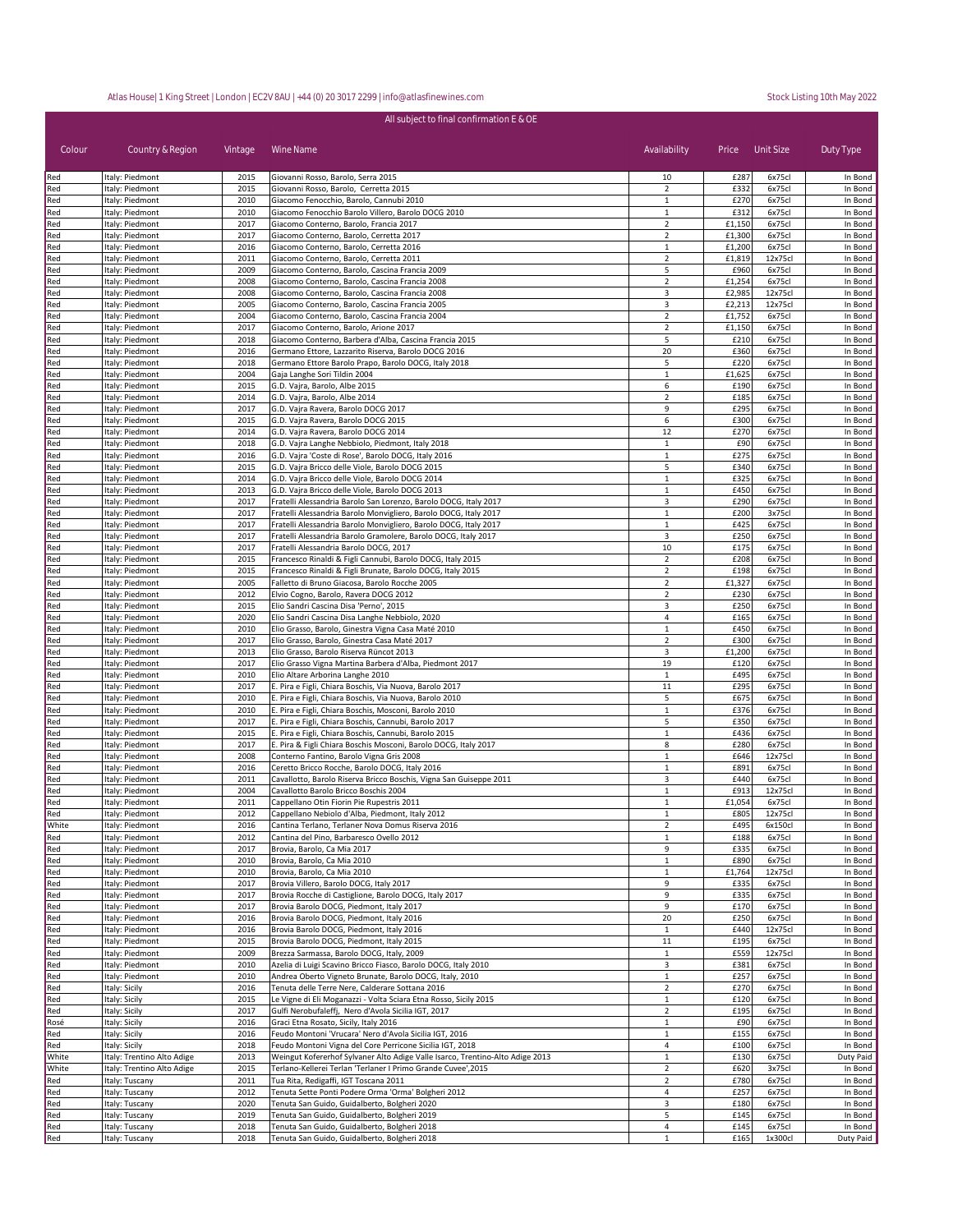Atlas House| 1 King Street | London | EC2V 8AU | +44 (0) 20 3017 2299 | info@atlasfinewines.com

Stock Listing 10th May 2022

All subject to final confirmation E & OE

| Colour | Country & Region | Vintage | Wine Name | Availability | Price | Unit Size | Duty Type |
|---|---|---|---|---|---|---|---|
| Red | Italy: Piedmont | 2015 | Giovanni Rosso, Barolo, Serra 2015 | 10 | £287 | 6x75cl | In Bond |
| Red | Italy: Piedmont | 2015 | Giovanni Rosso, Barolo, Cerretta 2015 | 2 | £332 | 6x75cl | In Bond |
| Red | Italy: Piedmont | 2010 | Giacomo Fenocchio, Barolo, Cannubi 2010 | 1 | £270 | 6x75cl | In Bond |
| Red | Italy: Piedmont | 2010 | Giacomo Fenocchio Barolo Villero, Barolo DOCG 2010 | 1 | £312 | 6x75cl | In Bond |
| Red | Italy: Piedmont | 2017 | Giacomo Conterno, Barolo, Francia 2017 | 2 | £1,150 | 6x75cl | In Bond |
| Red | Italy: Piedmont | 2017 | Giacomo Conterno, Barolo, Cerretta 2017 | 2 | £1,300 | 6x75cl | In Bond |
| Red | Italy: Piedmont | 2016 | Giacomo Conterno, Barolo, Cerretta 2016 | 1 | £1,200 | 6x75cl | In Bond |
| Red | Italy: Piedmont | 2011 | Giacomo Conterno, Barolo, Cerretta 2011 | 2 | £1,819 | 12x75cl | In Bond |
| Red | Italy: Piedmont | 2009 | Giacomo Conterno, Barolo, Cascina Francia 2009 | 5 | £960 | 6x75cl | In Bond |
| Red | Italy: Piedmont | 2008 | Giacomo Conterno, Barolo, Cascina Francia 2008 | 2 | £1,254 | 6x75cl | In Bond |
| Red | Italy: Piedmont | 2008 | Giacomo Conterno, Barolo, Cascina Francia 2008 | 3 | £2,985 | 12x75cl | In Bond |
| Red | Italy: Piedmont | 2005 | Giacomo Conterno, Barolo, Cascina Francia 2005 | 3 | £2,213 | 12x75cl | In Bond |
| Red | Italy: Piedmont | 2004 | Giacomo Conterno, Barolo, Cascina Francia 2004 | 2 | £1,752 | 6x75cl | In Bond |
| Red | Italy: Piedmont | 2017 | Giacomo Conterno, Barolo, Arione 2017 | 2 | £1,150 | 6x75cl | In Bond |
| Red | Italy: Piedmont | 2018 | Giacomo Conterno, Barbera d'Alba, Cascina Francia 2015 | 5 | £210 | 6x75cl | In Bond |
| Red | Italy: Piedmont | 2016 | Germano Ettore, Lazzarito Riserva, Barolo DOCG 2016 | 20 | £360 | 6x75cl | In Bond |
| Red | Italy: Piedmont | 2018 | Germano Ettore Barolo Prapo, Barolo DOCG, Italy 2018 | 5 | £220 | 6x75cl | In Bond |
| Red | Italy: Piedmont | 2004 | Gaja Langhe Sori Tildin 2004 | 1 | £1,625 | 6x75cl | In Bond |
| Red | Italy: Piedmont | 2015 | G.D. Vajra, Barolo, Albe 2015 | 6 | £190 | 6x75cl | In Bond |
| Red | Italy: Piedmont | 2014 | G.D. Vajra, Barolo, Albe 2014 | 2 | £185 | 6x75cl | In Bond |
| Red | Italy: Piedmont | 2017 | G.D. Vajra Ravera, Barolo DOCG 2017 | 9 | £295 | 6x75cl | In Bond |
| Red | Italy: Piedmont | 2015 | G.D. Vajra Ravera, Barolo DOCG 2015 | 6 | £300 | 6x75cl | In Bond |
| Red | Italy: Piedmont | 2014 | G.D. Vajra Ravera, Barolo DOCG 2014 | 12 | £270 | 6x75cl | In Bond |
| Red | Italy: Piedmont | 2018 | G.D. Vajra Langhe Nebbiolo, Piedmont, Italy 2018 | 1 | £90 | 6x75cl | In Bond |
| Red | Italy: Piedmont | 2016 | G.D. Vajra 'Coste di Rose', Barolo DOCG, Italy 2016 | 1 | £275 | 6x75cl | In Bond |
| Red | Italy: Piedmont | 2015 | G.D. Vajra Bricco delle Viole, Barolo DOCG 2015 | 5 | £340 | 6x75cl | In Bond |
| Red | Italy: Piedmont | 2014 | G.D. Vajra Bricco delle Viole, Barolo DOCG 2014 | 1 | £325 | 6x75cl | In Bond |
| Red | Italy: Piedmont | 2013 | G.D. Vajra Bricco delle Viole, Barolo DOCG 2013 | 1 | £450 | 6x75cl | In Bond |
| Red | Italy: Piedmont | 2017 | Fratelli Alessandria Barolo San Lorenzo, Barolo DOCG, Italy 2017 | 3 | £290 | 6x75cl | In Bond |
| Red | Italy: Piedmont | 2017 | Fratelli Alessandria Barolo Monvigliero, Barolo DOCG, Italy 2017 | 1 | £200 | 3x75cl | In Bond |
| Red | Italy: Piedmont | 2017 | Fratelli Alessandria Barolo Monvigliero, Barolo DOCG, Italy 2017 | 1 | £425 | 6x75cl | In Bond |
| Red | Italy: Piedmont | 2017 | Fratelli Alessandria Barolo Gramolere, Barolo DOCG, Italy 2017 | 3 | £250 | 6x75cl | In Bond |
| Red | Italy: Piedmont | 2017 | Fratelli Alessandria Barolo DOCG, 2017 | 10 | £175 | 6x75cl | In Bond |
| Red | Italy: Piedmont | 2015 | Francesco Rinaldi & Figli Cannubi, Barolo DOCG, Italy 2015 | 2 | £208 | 6x75cl | In Bond |
| Red | Italy: Piedmont | 2015 | Francesco Rinaldi & Figli Brunate, Barolo DOCG, Italy 2015 | 2 | £198 | 6x75cl | In Bond |
| Red | Italy: Piedmont | 2005 | Falletto di Bruno Giacosa, Barolo Rocche 2005 | 2 | £1,327 | 6x75cl | In Bond |
| Red | Italy: Piedmont | 2012 | Elvio Cogno, Barolo, Ravera DOCG 2012 | 2 | £230 | 6x75cl | In Bond |
| Red | Italy: Piedmont | 2015 | Elio Sandri Cascina Disa 'Perno', 2015 | 3 | £250 | 6x75cl | In Bond |
| Red | Italy: Piedmont | 2020 | Elio Sandri Cascina Disa Langhe Nebbiolo, 2020 | 4 | £165 | 6x75cl | In Bond |
| Red | Italy: Piedmont | 2010 | Elio Grasso, Barolo, Ginestra Vigna Casa Maté 2010 | 1 | £450 | 6x75cl | In Bond |
| Red | Italy: Piedmont | 2017 | Elio Grasso, Barolo, Ginestra Casa Maté 2017 | 2 | £300 | 6x75cl | In Bond |
| Red | Italy: Piedmont | 2013 | Elio Grasso, Barolo Riserva Rüncot 2013 | 3 | £1,200 | 6x75cl | In Bond |
| Red | Italy: Piedmont | 2017 | Elio Grasso Vigna Martina Barbera d'Alba, Piedmont 2017 | 19 | £120 | 6x75cl | In Bond |
| Red | Italy: Piedmont | 2010 | Elio Altare Arborina Langhe 2010 | 1 | £495 | 6x75cl | In Bond |
| Red | Italy: Piedmont | 2017 | E. Pira e Figli, Chiara Boschis, Via Nuova, Barolo 2017 | 11 | £295 | 6x75cl | In Bond |
| Red | Italy: Piedmont | 2010 | E. Pira e Figli, Chiara Boschis, Via Nuova, Barolo 2010 | 5 | £675 | 6x75cl | In Bond |
| Red | Italy: Piedmont | 2010 | E. Pira e Figli, Chiara Boschis, Mosconi, Barolo 2010 | 1 | £376 | 6x75cl | In Bond |
| Red | Italy: Piedmont | 2017 | E. Pira e Figli, Chiara Boschis, Cannubi, Barolo 2017 | 5 | £350 | 6x75cl | In Bond |
| Red | Italy: Piedmont | 2015 | E. Pira e Figli, Chiara Boschis, Cannubi, Barolo 2015 | 1 | £436 | 6x75cl | In Bond |
| Red | Italy: Piedmont | 2017 | E. Pira & Figli Chiara Boschis Mosconi, Barolo DOCG, Italy 2017 | 8 | £280 | 6x75cl | In Bond |
| Red | Italy: Piedmont | 2008 | Conterno Fantino, Barolo Vigna Gris 2008 | 1 | £646 | 12x75cl | In Bond |
| Red | Italy: Piedmont | 2016 | Ceretto Bricco Rocche, Barolo DOCG, Italy 2016 | 1 | £891 | 6x75cl | In Bond |
| Red | Italy: Piedmont | 2011 | Cavallotto, Barolo Riserva Bricco Boschis, Vigna San Guiseppe 2011 | 3 | £440 | 6x75cl | In Bond |
| Red | Italy: Piedmont | 2004 | Cavallotto Barolo Bricco Boschis 2004 | 1 | £913 | 12x75cl | In Bond |
| Red | Italy: Piedmont | 2011 | Cappellano Otin Fiorin Pie Rupestris 2011 | 1 | £1,054 | 6x75cl | In Bond |
| Red | Italy: Piedmont | 2012 | Cappellano Nebiolo d'Alba, Piedmont, Italy 2012 | 1 | £805 | 12x75cl | In Bond |
| White | Italy: Piedmont | 2016 | Cantina Terlano, Terlaner Nova Domus Riserva 2016 | 2 | £495 | 6x150cl | In Bond |
| Red | Italy: Piedmont | 2012 | Cantina del Pino, Barbaresco Ovello 2012 | 1 | £188 | 6x75cl | In Bond |
| Red | Italy: Piedmont | 2017 | Brovia, Barolo, Ca Mia 2017 | 9 | £335 | 6x75cl | In Bond |
| Red | Italy: Piedmont | 2010 | Brovia, Barolo, Ca Mia 2010 | 1 | £890 | 6x75cl | In Bond |
| Red | Italy: Piedmont | 2010 | Brovia, Barolo, Ca Mia 2010 | 1 | £1,764 | 12x75cl | In Bond |
| Red | Italy: Piedmont | 2017 | Brovia Villero, Barolo DOCG, Italy 2017 | 9 | £335 | 6x75cl | In Bond |
| Red | Italy: Piedmont | 2017 | Brovia Rocche di Castiglione, Barolo DOCG, Italy 2017 | 9 | £335 | 6x75cl | In Bond |
| Red | Italy: Piedmont | 2017 | Brovia Barolo DOCG, Piedmont, Italy 2017 | 9 | £170 | 6x75cl | In Bond |
| Red | Italy: Piedmont | 2016 | Brovia Barolo DOCG, Piedmont, Italy 2016 | 20 | £250 | 6x75cl | In Bond |
| Red | Italy: Piedmont | 2016 | Brovia Barolo DOCG, Piedmont, Italy 2016 | 1 | £440 | 12x75cl | In Bond |
| Red | Italy: Piedmont | 2015 | Brovia Barolo DOCG, Piedmont, Italy 2015 | 11 | £195 | 6x75cl | In Bond |
| Red | Italy: Piedmont | 2009 | Brezza Sarmassa, Barolo DOCG, Italy, 2009 | 1 | £559 | 12x75cl | In Bond |
| Red | Italy: Piedmont | 2010 | Azelia di Luigi Scavino Bricco Fiasco, Barolo DOCG, Italy 2010 | 3 | £381 | 6x75cl | In Bond |
| Red | Italy: Piedmont | 2010 | Andrea Oberto Vigneto Brunate, Barolo DOCG, Italy, 2010 | 1 | £257 | 6x75cl | In Bond |
| Red | Italy: Sicily | 2016 | Tenuta delle Terre Nere, Calderare Sottana 2016 | 2 | £270 | 6x75cl | In Bond |
| Red | Italy: Sicily | 2015 | Le Vigne di Eli Moganazzi - Volta Sciara Etna Rosso, Sicily 2015 | 1 | £120 | 6x75cl | In Bond |
| Red | Italy: Sicily | 2017 | Gulfi Nerobufaleffj, Nero d'Avola Sicilia IGT, 2017 | 2 | £195 | 6x75cl | In Bond |
| Rosé | Italy: Sicily | 2016 | Graci Etna Rosato, Sicily, Italy 2016 | 1 | £90 | 6x75cl | In Bond |
| Red | Italy: Sicily | 2016 | Feudo Montoni 'Vrucara' Nero d'Avola Sicilia IGT, 2016 | 1 | £155 | 6x75cl | In Bond |
| Red | Italy: Sicily | 2018 | Feudo Montoni Vigna del Core Perricone Sicilia IGT, 2018 | 4 | £100 | 6x75cl | In Bond |
| White | Italy: Trentino Alto Adige | 2013 | Weingut Koferhof Sylvaner Alto Adige Valle Isarco, Trentino-Alto Adige 2013 | 1 | £130 | 6x75cl | Duty Paid |
| White | Italy: Trentino Alto Adige | 2015 | Terlano-Kellerei Terlan 'Terlaner I Primo Grande Cuvee',2015 | 2 | £620 | 3x75cl | In Bond |
| Red | Italy: Tuscany | 2011 | Tua Rita, Redigaffi, IGT Toscana 2011 | 2 | £780 | 6x75cl | In Bond |
| Red | Italy: Tuscany | 2012 | Tenuta Sette Ponti Podere Orma 'Orma' Bolgheri 2012 | 4 | £257 | 6x75cl | In Bond |
| Red | Italy: Tuscany | 2020 | Tenuta San Guido, Guidalberto, Bolgheri 2020 | 3 | £180 | 6x75cl | In Bond |
| Red | Italy: Tuscany | 2019 | Tenuta San Guido, Guidalberto, Bolgheri 2019 | 5 | £145 | 6x75cl | In Bond |
| Red | Italy: Tuscany | 2018 | Tenuta San Guido, Guidalberto, Bolgheri 2018 | 4 | £145 | 6x75cl | In Bond |
| Red | Italy: Tuscany | 2018 | Tenuta San Guido, Guidalberto, Bolgheri 2018 | 1 | £165 | 1x300cl | Duty Paid |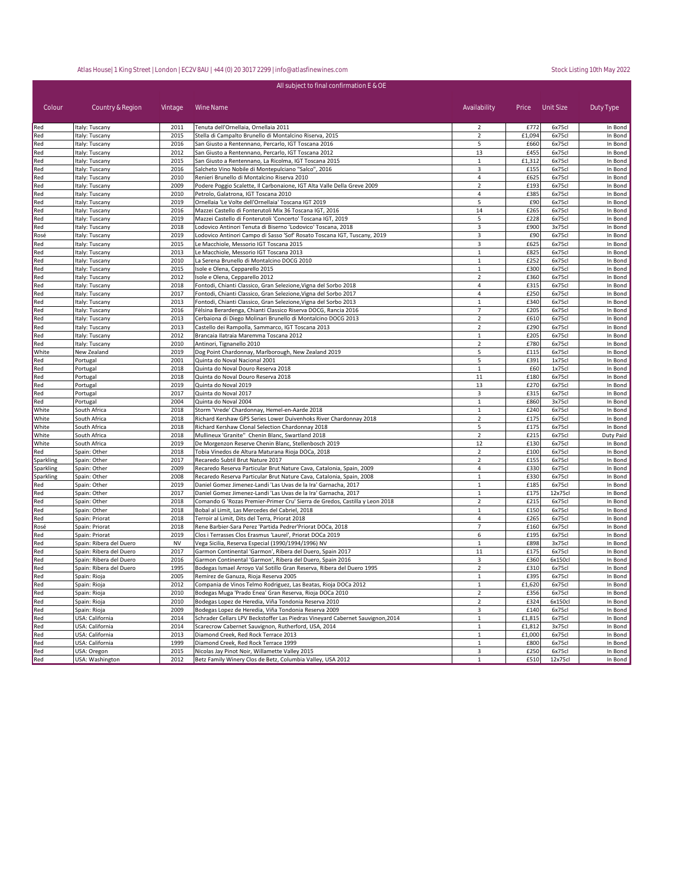Atlas House| 1 King Street | London | EC2V 8AU | +44 (0) 20 3017 2299 | info@atlasfinewines.com

Stock Listing 10th May 2022

All subject to final confirmation E & OE

| Colour | Country & Region | Vintage | Wine Name | Availability | Price | Unit Size | Duty Type |
|---|---|---|---|---|---|---|---|
| Red | Italy: Tuscany | 2011 | Tenuta dell'Ornellaia, Ornellaia 2011 | 2 | £772 | 6x75cl | In Bond |
| Red | Italy: Tuscany | 2015 | Stella di Campalto Brunello di Montalcino Riserva, 2015 | 2 | £1,094 | 6x75cl | In Bond |
| Red | Italy: Tuscany | 2016 | San Giusto a Rentennano, Percarlo, IGT Toscana 2016 | 5 | £660 | 6x75cl | In Bond |
| Red | Italy: Tuscany | 2012 | San Giusto a Rentennano, Percarlo, IGT Toscana 2012 | 13 | £455 | 6x75cl | In Bond |
| Red | Italy: Tuscany | 2015 | San Giusto a Rentennano, La Ricolma, IGT Toscana 2015 | 1 | £1,312 | 6x75cl | In Bond |
| Red | Italy: Tuscany | 2016 | Salcheto Vino Nobile di Montepulciano "Salco", 2016 | 3 | £155 | 6x75cl | In Bond |
| Red | Italy: Tuscany | 2010 | Renieri Brunello di Montalcino Riserva 2010 | 4 | £625 | 6x75cl | In Bond |
| Red | Italy: Tuscany | 2009 | Podere Poggio Scalette, Il Carbonaione, IGT Alta Valle Della Greve 2009 | 2 | £193 | 6x75cl | In Bond |
| Red | Italy: Tuscany | 2010 | Petrolo, Galatrona, IGT Toscana 2010 | 4 | £385 | 6x75cl | In Bond |
| Red | Italy: Tuscany | 2019 | Ornellaia 'Le Volte dell'Ornellaia' Toscana IGT 2019 | 5 | £90 | 6x75cl | In Bond |
| Red | Italy: Tuscany | 2016 | Mazzei Castello di Fonterutoli Mix 36 Toscana IGT, 2016 | 14 | £265 | 6x75cl | In Bond |
| Red | Italy: Tuscany | 2019 | Mazzei Castello di Fonterutoli 'Concerto' Toscana IGT, 2019 | 5 | £228 | 6x75cl | In Bond |
| Red | Italy: Tuscany | 2018 | Lodovico Antinori Tenuta di Biserno 'Lodovico' Toscana, 2018 | 3 | £900 | 3x75cl | In Bond |
| Rosé | Italy: Tuscany | 2019 | Lodovico Antinori Campo di Sasso 'Sof' Rosato Toscana IGT, Tuscany, 2019 | 3 | £90 | 6x75cl | In Bond |
| Red | Italy: Tuscany | 2015 | Le Macchiole, Messorio IGT Toscana 2015 | 3 | £625 | 6x75cl | In Bond |
| Red | Italy: Tuscany | 2013 | Le Macchiole, Messorio IGT Toscana 2013 | 1 | £825 | 6x75cl | In Bond |
| Red | Italy: Tuscany | 2010 | La Serena Brunello di Montalcino DOCG 2010 | 1 | £252 | 6x75cl | In Bond |
| Red | Italy: Tuscany | 2015 | Isole e Olena, Cepparello 2015 | 1 | £300 | 6x75cl | In Bond |
| Red | Italy: Tuscany | 2012 | Isole e Olena, Cepparello 2012 | 2 | £360 | 6x75cl | In Bond |
| Red | Italy: Tuscany | 2018 | Fontodi, Chianti Classico, Gran Selezione,Vigna del Sorbo 2018 | 4 | £315 | 6x75cl | In Bond |
| Red | Italy: Tuscany | 2017 | Fontodi, Chianti Classico, Gran Selezione,Vigna del Sorbo 2017 | 4 | £250 | 6x75cl | In Bond |
| Red | Italy: Tuscany | 2013 | Fontodi, Chianti Classico, Gran Selezione,Vigna del Sorbo 2013 | 1 | £340 | 6x75cl | In Bond |
| Red | Italy: Tuscany | 2016 | Fèlsina Berardenga, Chianti Classico Riserva DOCG, Rancia 2016 | 7 | £205 | 6x75cl | In Bond |
| Red | Italy: Tuscany | 2013 | Cerbaiona di Diego Molinari Brunello di Montalcino DOCG 2013 | 2 | £610 | 6x75cl | In Bond |
| Red | Italy: Tuscany | 2013 | Castello dei Rampolla, Sammarco, IGT Toscana 2013 | 2 | £290 | 6x75cl | In Bond |
| Red | Italy: Tuscany | 2012 | Brancaia Ilatraia Maremma Toscana 2012 | 1 | £205 | 6x75cl | In Bond |
| Red | Italy: Tuscany | 2010 | Antinori, Tignanello 2010 | 2 | £780 | 6x75cl | In Bond |
| White | New Zealand | 2019 | Dog Point Chardonnay, Marlborough, New Zealand 2019 | 5 | £115 | 6x75cl | In Bond |
| Red | Portugal | 2001 | Quinta do Noval Nacional 2001 | 5 | £391 | 1x75cl | In Bond |
| Red | Portugal | 2018 | Quinta do Noval Douro Reserva 2018 | 1 | £60 | 1x75cl | In Bond |
| Red | Portugal | 2018 | Quinta do Noval Douro Reserva 2018 | 11 | £180 | 6x75cl | In Bond |
| Red | Portugal | 2019 | Quinta do Noval 2019 | 13 | £270 | 6x75cl | In Bond |
| Red | Portugal | 2017 | Quinta do Noval 2017 | 3 | £315 | 6x75cl | In Bond |
| Red | Portugal | 2004 | Quinta do Noval 2004 | 1 | £860 | 3x75cl | In Bond |
| White | South Africa | 2018 | Storm 'Vrede' Chardonnay, Hemel-en-Aarde 2018 | 1 | £240 | 6x75cl | In Bond |
| White | South Africa | 2018 | Richard Kershaw GPS Series Lower Duivenhoks River Chardonnay 2018 | 2 | £175 | 6x75cl | In Bond |
| White | South Africa | 2018 | Richard Kershaw Clonal Selection Chardonnay 2018 | 5 | £175 | 6x75cl | In Bond |
| White | South Africa | 2018 | Mullineux 'Granite" Chenin Blanc, Swartland 2018 | 2 | £215 | 6x75cl | Duty Paid |
| White | South Africa | 2019 | De Morgenzon Reserve Chenin Blanc, Stellenbosch 2019 | 12 | £130 | 6x75cl | In Bond |
| Red | Spain: Other | 2018 | Tobia Vinedos de Altura Maturana Rioja DOCa, 2018 | 2 | £100 | 6x75cl | In Bond |
| Sparkling | Spain: Other | 2017 | Recaredo Subtil Brut Nature 2017 | 2 | £155 | 6x75cl | In Bond |
| Sparkling | Spain: Other | 2009 | Recaredo Reserva Particular Brut Nature Cava, Catalonia, Spain, 2009 | 4 | £330 | 6x75cl | In Bond |
| Sparkling | Spain: Other | 2008 | Recaredo Reserva Particular Brut Nature Cava, Catalonia, Spain, 2008 | 1 | £330 | 6x75cl | In Bond |
| Red | Spain: Other | 2019 | Daniel Gomez Jimenez-Landi 'Las Uvas de la Ira' Garnacha, 2017 | 1 | £185 | 6x75cl | In Bond |
| Red | Spain: Other | 2017 | Daniel Gomez Jimenez-Landi 'Las Uvas de la Ira' Garnacha, 2017 | 1 | £175 | 12x75cl | In Bond |
| Red | Spain: Other | 2018 | Comando G 'Rozas Premier-Primer Cru' Sierra de Gredos, Castilla y Leon 2018 | 2 | £215 | 6x75cl | In Bond |
| Red | Spain: Other | 2018 | Bobal al Limit, Las Mercedes del Cabriel, 2018 | 1 | £150 | 6x75cl | In Bond |
| Red | Spain: Priorat | 2018 | Terroir al Limit, Dits del Terra, Priorat 2018 | 4 | £265 | 6x75cl | In Bond |
| Rosé | Spain: Priorat | 2018 | Rene Barbier-Sara Perez 'Partida Pedrer'Priorat DOCa, 2018 | 7 | £160 | 6x75cl | In Bond |
| Red | Spain: Priorat | 2019 | Clos i Terrasses Clos Erasmus 'Laurel', Priorat DOCa 2019 | 6 | £195 | 6x75cl | In Bond |
| Red | Spain: Ribera del Duero | NV | Vega Sicilia, Reserva Especial (1990/1994/1996) NV | 1 | £898 | 3x75cl | In Bond |
| Red | Spain: Ribera del Duero | 2017 | Garmon Continental 'Garmon', Ribera del Duero, Spain 2017 | 11 | £175 | 6x75cl | In Bond |
| Red | Spain: Ribera del Duero | 2016 | Garmon Continental 'Garmon', Ribera del Duero, Spain 2016 | 3 | £360 | 6x150cl | In Bond |
| Red | Spain: Ribera del Duero | 1995 | Bodegas Ismael Arroyo Val Sotillo Gran Reserva, Ribera del Duero 1995 | 2 | £310 | 6x75cl | In Bond |
| Red | Spain: Rioja | 2005 | Remirez de Ganuza, Rioja Reserva 2005 | 1 | £395 | 6x75cl | In Bond |
| Red | Spain: Rioja | 2012 | Compania de Vinos Telmo Rodriguez, Las Beatas, Rioja DOCa 2012 | 1 | £1,620 | 6x75cl | In Bond |
| Red | Spain: Rioja | 2010 | Bodegas Muga 'Prado Enea' Gran Reserva, Rioja DOCa 2010 | 2 | £356 | 6x75cl | In Bond |
| Red | Spain: Rioja | 2010 | Bodegas Lopez de Heredia, Viña Tondonia Reserva 2010 | 2 | £324 | 6x150cl | In Bond |
| Red | Spain: Rioja | 2009 | Bodegas Lopez de Heredia, Viña Tondonia Reserva 2009 | 3 | £140 | 6x75cl | In Bond |
| Red | USA: California | 2014 | Schrader Cellars LPV Beckstoffer Las Piedras Vineyard Cabernet Sauvignon,2014 | 1 | £1,815 | 6x75cl | In Bond |
| Red | USA: California | 2014 | Scarecrow Cabernet Sauvignon, Rutherford, USA, 2014 | 1 | £1,812 | 3x75cl | In Bond |
| Red | USA: California | 2013 | Diamond Creek, Red Rock Terrace 2013 | 1 | £1,000 | 6x75cl | In Bond |
| Red | USA: California | 1999 | Diamond Creek, Red Rock Terrace 1999 | 1 | £800 | 6x75cl | In Bond |
| Red | USA: Oregon | 2015 | Nicolas Jay Pinot Noir, Willamette Valley 2015 | 3 | £250 | 6x75cl | In Bond |
| Red | USA: Washington | 2012 | Betz Family Winery Clos de Betz, Columbia Valley, USA 2012 | 1 | £510 | 12x75cl | In Bond |